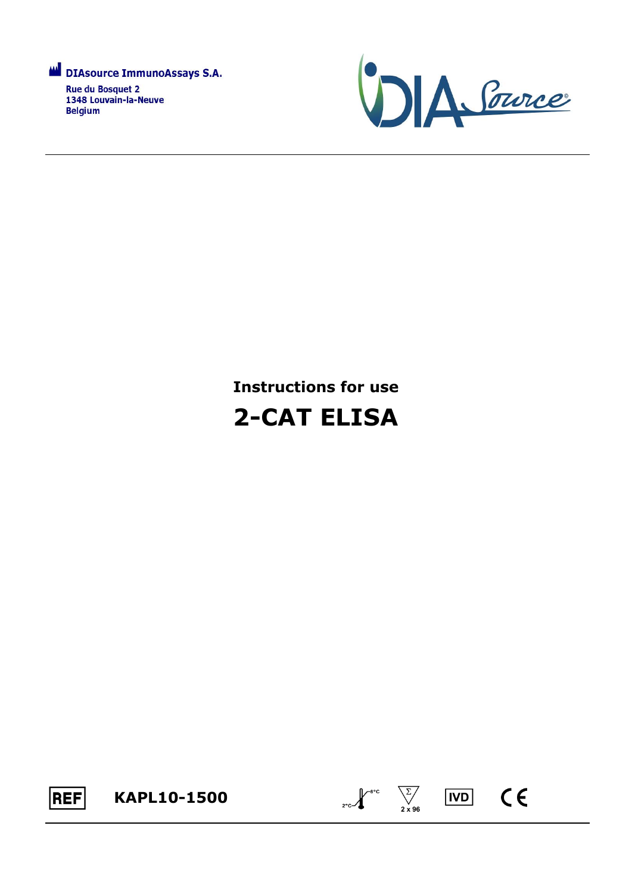DIAsource ImmunoAssays S.A.

Rue du Bosquet 2
1348 Louvain-la-Neuve
Belgium

# Instructions for use

# 2-CAT ELISA

REF **KAPL10-1500**

2°C – 8°C

Σ 2 x 96

IVD

CE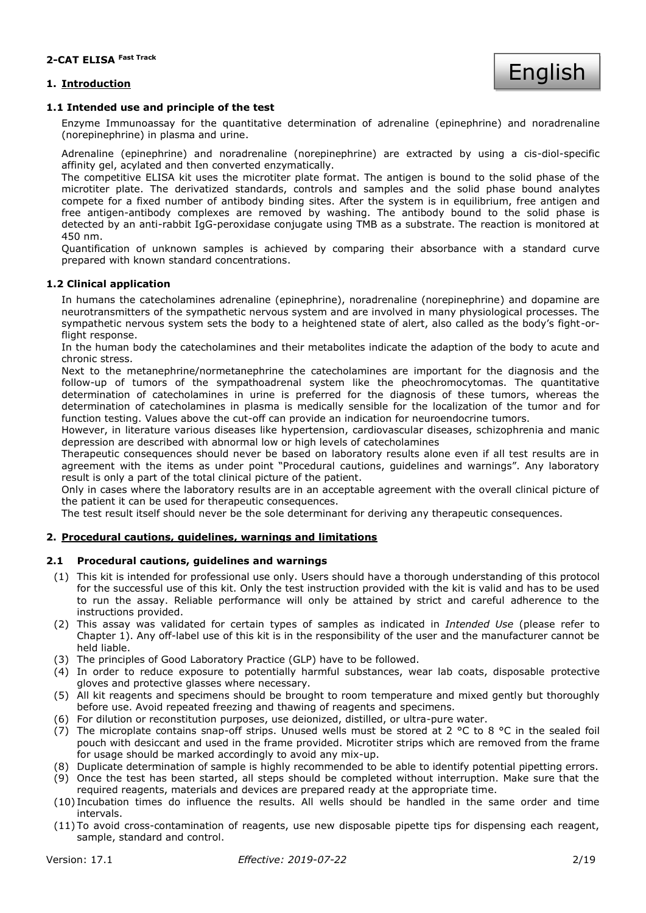**2-CAT ELISA Fast Track**

English

# 1. Introduction

## 1.1 Intended use and principle of the test

Enzyme Immunoassay for the quantitative determination of adrenaline (epinephrine) and noradrenaline (norepinephrine) in plasma and urine.

Adrenaline (epinephrine) and noradrenaline (norepinephrine) are extracted by using a cis-diol-specific affinity gel, acylated and then converted enzymatically.

The competitive ELISA kit uses the microtiter plate format. The antigen is bound to the solid phase of the microtiter plate. The derivatized standards, controls and samples and the solid phase bound analytes compete for a fixed number of antibody binding sites. After the system is in equilibrium, free antigen and free antigen-antibody complexes are removed by washing. The antibody bound to the solid phase is detected by an anti-rabbit IgG-peroxidase conjugate using TMB as a substrate. The reaction is monitored at 450 nm.

Quantification of unknown samples is achieved by comparing their absorbance with a standard curve prepared with known standard concentrations.

## 1.2 Clinical application

In humans the catecholamines adrenaline (epinephrine), noradrenaline (norepinephrine) and dopamine are neurotransmitters of the sympathetic nervous system and are involved in many physiological processes. The sympathetic nervous system sets the body to a heightened state of alert, also called as the body's fight-or-flight response.

In the human body the catecholamines and their metabolites indicate the adaption of the body to acute and chronic stress.

Next to the metanephrine/normetanephrine the catecholamines are important for the diagnosis and the follow-up of tumors of the sympathoadrenal system like the pheochromocytomas. The quantitative determination of catecholamines in urine is preferred for the diagnosis of these tumors, whereas the determination of catecholamines in plasma is medically sensible for the localization of the tumor and for function testing. Values above the cut-off can provide an indication for neuroendocrine tumors.

However, in literature various diseases like hypertension, cardiovascular diseases, schizophrenia and manic depression are described with abnormal low or high levels of catecholamines

Therapeutic consequences should never be based on laboratory results alone even if all test results are in agreement with the items as under point "Procedural cautions, guidelines and warnings". Any laboratory result is only a part of the total clinical picture of the patient.

Only in cases where the laboratory results are in an acceptable agreement with the overall clinical picture of the patient it can be used for therapeutic consequences.

The test result itself should never be the sole determinant for deriving any therapeutic consequences.

# 2. Procedural cautions, guidelines, warnings and limitations

## 2.1 Procedural cautions, guidelines and warnings

(1) This kit is intended for professional use only. Users should have a thorough understanding of this protocol for the successful use of this kit. Only the test instruction provided with the kit is valid and has to be used to run the assay. Reliable performance will only be attained by strict and careful adherence to the instructions provided.

(2) This assay was validated for certain types of samples as indicated in *Intended Use* (please refer to Chapter 1). Any off-label use of this kit is in the responsibility of the user and the manufacturer cannot be held liable.

(3) The principles of Good Laboratory Practice (GLP) have to be followed.

(4) In order to reduce exposure to potentially harmful substances, wear lab coats, disposable protective gloves and protective glasses where necessary.

(5) All kit reagents and specimens should be brought to room temperature and mixed gently but thoroughly before use. Avoid repeated freezing and thawing of reagents and specimens.

(6) For dilution or reconstitution purposes, use deionized, distilled, or ultra-pure water.

(7) The microplate contains snap-off strips. Unused wells must be stored at 2 °C to 8 °C in the sealed foil pouch with desiccant and used in the frame provided. Microtiter strips which are removed from the frame for usage should be marked accordingly to avoid any mix-up.

(8) Duplicate determination of sample is highly recommended to be able to identify potential pipetting errors.

(9) Once the test has been started, all steps should be completed without interruption. Make sure that the required reagents, materials and devices are prepared ready at the appropriate time.

(10) Incubation times do influence the results. All wells should be handled in the same order and time intervals.

(11) To avoid cross-contamination of reagents, use new disposable pipette tips for dispensing each reagent, sample, standard and control.

Version: 17.1 *Effective: 2019-07-22*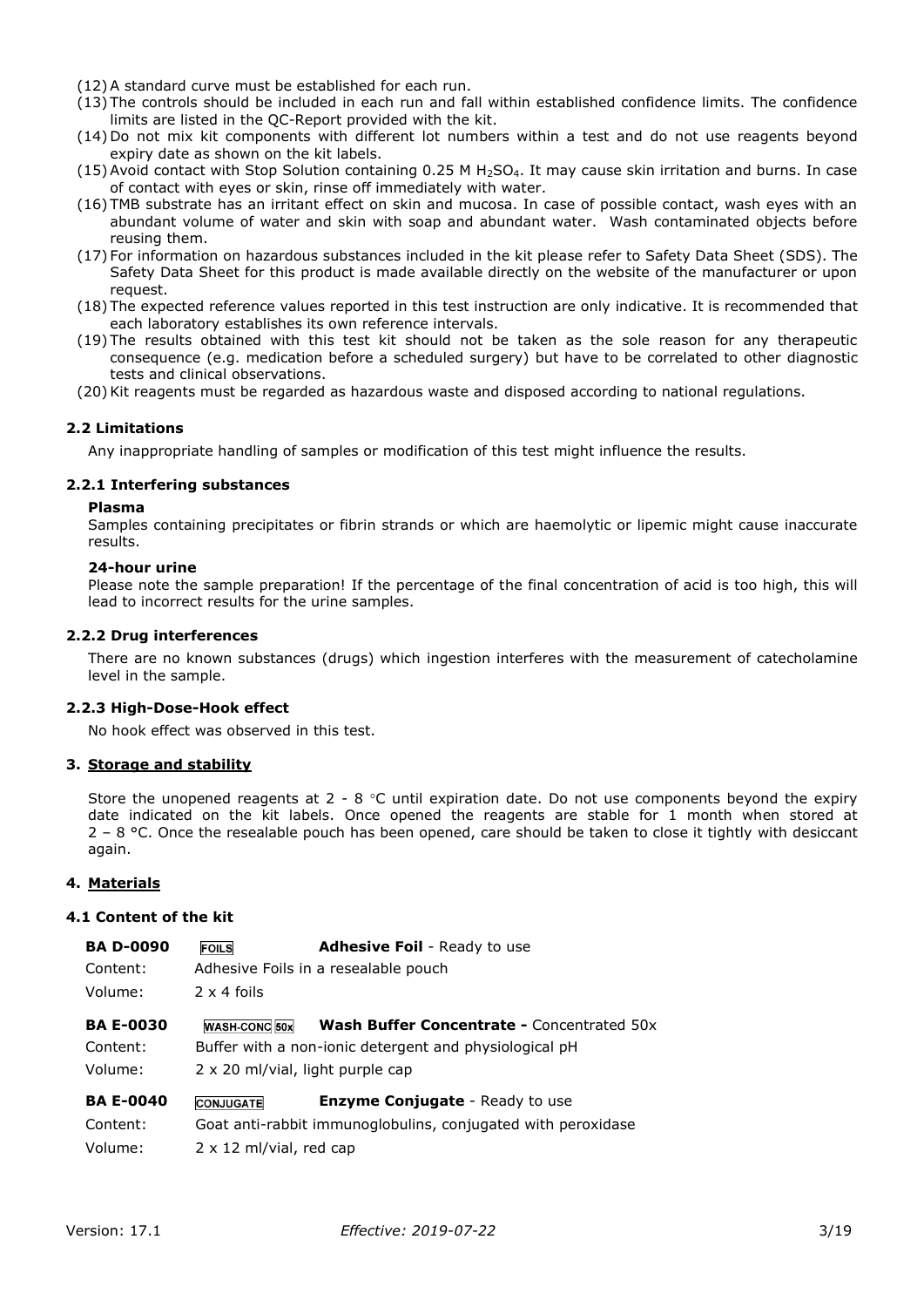(12) A standard curve must be established for each run.

(13) The controls should be included in each run and fall within established confidence limits. The confidence limits are listed in the QC-Report provided with the kit.

(14) Do not mix kit components with different lot numbers within a test and do not use reagents beyond expiry date as shown on the kit labels.

(15) Avoid contact with Stop Solution containing 0.25 M $H_2SO_4$. It may cause skin irritation and burns. In case of contact with eyes or skin, rinse off immediately with water.

(16) TMB substrate has an irritant effect on skin and mucosa. In case of possible contact, wash eyes with an abundant volume of water and skin with soap and abundant water. Wash contaminated objects before reusing them.

(17) For information on hazardous substances included in the kit please refer to Safety Data Sheet (SDS). The Safety Data Sheet for this product is made available directly on the website of the manufacturer or upon request.

(18) The expected reference values reported in this test instruction are only indicative. It is recommended that each laboratory establishes its own reference intervals.

(19) The results obtained with this test kit should not be taken as the sole reason for any therapeutic consequence (e.g. medication before a scheduled surgery) but have to be correlated to other diagnostic tests and clinical observations.

(20) Kit reagents must be regarded as hazardous waste and disposed according to national regulations.

### 2.2 Limitations

Any inappropriate handling of samples or modification of this test might influence the results.

### 2.2.1 Interfering substances

**Plasma**

Samples containing precipitates or fibrin strands or which are haemolytic or lipemic might cause inaccurate results.

**24-hour urine**

Please note the sample preparation! If the percentage of the final concentration of acid is too high, this will lead to incorrect results for the urine samples.

### 2.2.2 Drug interferences

There are no known substances (drugs) which ingestion interferes with the measurement of catecholamine level in the sample.

### 2.2.3 High-Dose-Hook effect

No hook effect was observed in this test.

## 3. Storage and stability

Store the unopened reagents at 2 - 8 °C until expiration date. Do not use components beyond the expiry date indicated on the kit labels. Once opened the reagents are stable for 1 month when stored at 2 – 8 °C. Once the resealable pouch has been opened, care should be taken to close it tightly with desiccant again.

## 4. Materials

### 4.1 Content of the kit

**BA D-0090** FOILS **Adhesive Foil** - Ready to use
Content: Adhesive Foils in a resealable pouch
Volume: 2 x 4 foils

**BA E-0030** WASH-CONC 50x **Wash Buffer Concentrate -** Concentrated 50x
Content: Buffer with a non-ionic detergent and physiological pH
Volume: 2 x 20 ml/vial, light purple cap

**BA E-0040** CONJUGATE **Enzyme Conjugate** - Ready to use
Content: Goat anti-rabbit immunoglobulins, conjugated with peroxidase
Volume: 2 x 12 ml/vial, red cap

Version: 17.1 *Effective: 2019-07-22*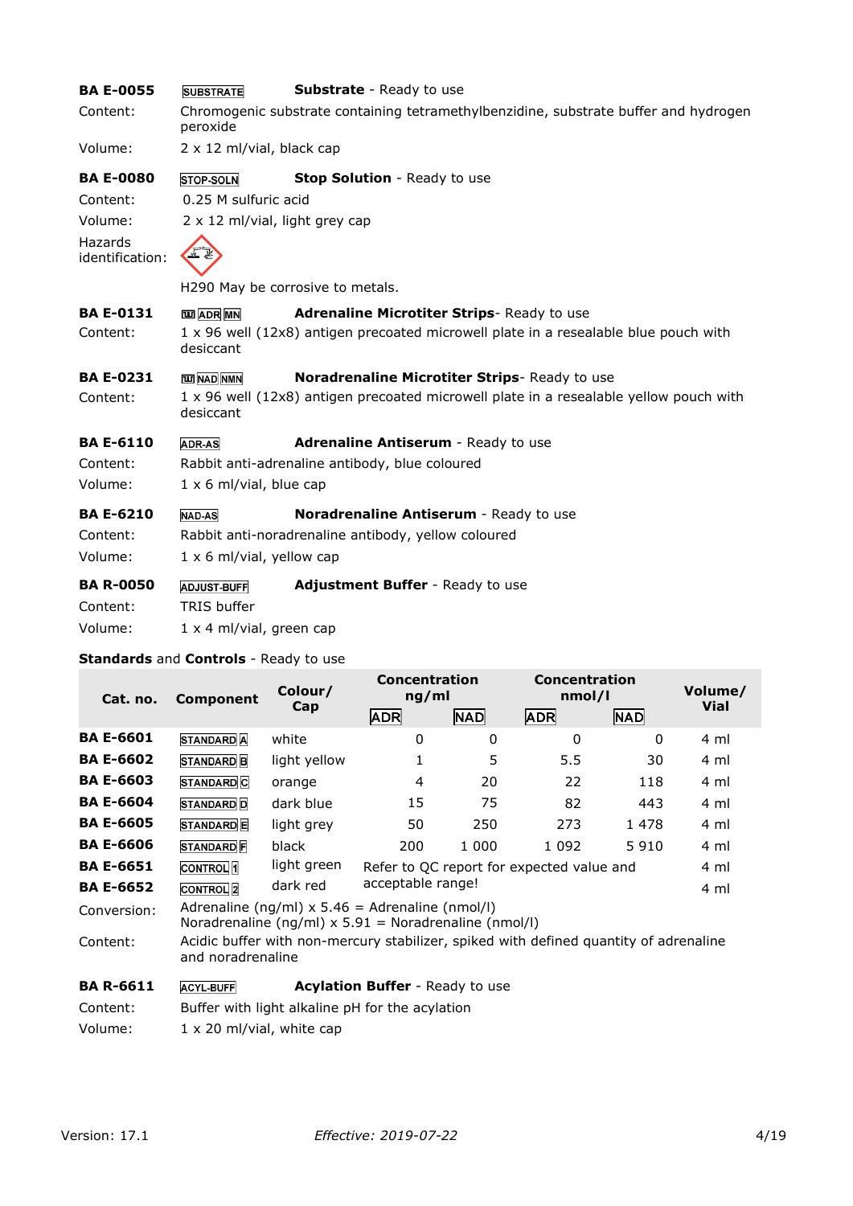**BA E-0055** SUBSTRATE **Substrate** - Ready to use

Content: Chromogenic substrate containing tetramethylbenzidine, substrate buffer and hydrogen peroxide

Volume: 2 x 12 ml/vial, black cap

**BA E-0080** STOP-SOLN **Stop Solution** - Ready to use

Content: 0.25 M sulfuric acid

Volume: 2 x 12 ml/vial, light grey cap

Hazards identification:

H290 May be corrosive to metals.

**BA E-0131** ADR MN **Adrenaline Microtiter Strips**- Ready to use

Content: 1 x 96 well (12x8) antigen precoated microwell plate in a resealable blue pouch with desiccant

**BA E-0231** NAD NMN **Noradrenaline Microtiter Strips**- Ready to use

Content: 1 x 96 well (12x8) antigen precoated microwell plate in a resealable yellow pouch with desiccant

**BA E-6110** ADR-AS **Adrenaline Antiserum** - Ready to use

Content: Rabbit anti-adrenaline antibody, blue coloured

Volume: 1 x 6 ml/vial, blue cap

**BA E-6210** NAD-AS **Noradrenaline Antiserum** - Ready to use

Content: Rabbit anti-noradrenaline antibody, yellow coloured

Volume: 1 x 6 ml/vial, yellow cap

**BA R-0050** ADJUST-BUFF **Adjustment Buffer** - Ready to use

Content: TRIS buffer

Volume: 1 x 4 ml/vial, green cap

**Standards** and **Controls** - Ready to use

| Cat. no. | Component | Colour/ Cap | Concentration ng/ml | | Concentration nmol/l | | Volume/ Vial |
|---|---|---|---|---|---|---|---|
| | | | ADR | NAD | ADR | NAD | |
| **BA E-6601** | STANDARD A | white | 0 | 0 | 0 | 0 | 4 ml |
| **BA E-6602** | STANDARD B | light yellow | 1 | 5 | 5.5 | 30 | 4 ml |
| **BA E-6603** | STANDARD C | orange | 4 | 20 | 22 | 118 | 4 ml |
| **BA E-6604** | STANDARD D | dark blue | 15 | 75 | 82 | 443 | 4 ml |
| **BA E-6605** | STANDARD E | light grey | 50 | 250 | 273 | 1 478 | 4 ml |
| **BA E-6606** | STANDARD F | black | 200 | 1 000 | 1 092 | 5 910 | 4 ml |
| **BA E-6651** | CONTROL 1 | light green | Refer to QC report for expected value and acceptable range! | | | | 4 ml |
| **BA E-6652** | CONTROL 2 | dark red | | | | | 4 ml |

Conversion: Adrenaline (ng/ml) x 5.46 = Adrenaline (nmol/l)
Noradrenaline (ng/ml) x 5.91 = Noradrenaline (nmol/l)

Content: Acidic buffer with non-mercury stabilizer, spiked with defined quantity of adrenaline and noradrenaline

**BA R-6611** ACYL-BUFF **Acylation Buffer** - Ready to use

Content: Buffer with light alkaline pH for the acylation

Volume: 1 x 20 ml/vial, white cap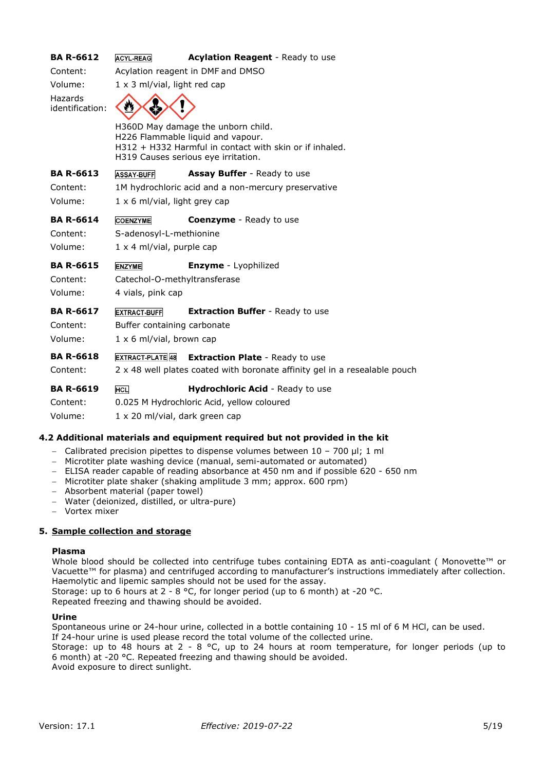**BA R-6612** ACYL-REAG **Acylation Reagent** - Ready to use

Content: Acylation reagent in DMF and DMSO

Volume: 1 x 3 ml/vial, light red cap

Hazards identification:

H360D May damage the unborn child.
H226 Flammable liquid and vapour.
H312 + H332 Harmful in contact with skin or if inhaled.
H319 Causes serious eye irritation.

**BA R-6613** ASSAY-BUFF **Assay Buffer** - Ready to use

Content: 1M hydrochloric acid and a non-mercury preservative

Volume: 1 x 6 ml/vial, light grey cap

**BA R-6614** COENZYME **Coenzyme** - Ready to use

Content: S-adenosyl-L-methionine

Volume: 1 x 4 ml/vial, purple cap

**BA R-6615** ENZYME **Enzyme** - Lyophilized

Content: Catechol-O-methyltransferase

Volume: 4 vials, pink cap

**BA R-6617** EXTRACT-BUFF **Extraction Buffer** - Ready to use

Content: Buffer containing carbonate

Volume: 1 x 6 ml/vial, brown cap

**BA R-6618** EXTRACT-PLATE 48 **Extraction Plate** - Ready to use

Content: 2 x 48 well plates coated with boronate affinity gel in a resealable pouch

**BA R-6619** HCL **Hydrochloric Acid** - Ready to use

Content: 0.025 M Hydrochloric Acid, yellow coloured

Volume: 1 x 20 ml/vial, dark green cap

### 4.2 Additional materials and equipment required but not provided in the kit

- Calibrated precision pipettes to dispense volumes between 10 – 700 µl; 1 ml
- Microtiter plate washing device (manual, semi-automated or automated)
- ELISA reader capable of reading absorbance at 450 nm and if possible 620 - 650 nm
- Microtiter plate shaker (shaking amplitude 3 mm; approx. 600 rpm)
- Absorbent material (paper towel)
- Water (deionized, distilled, or ultra-pure)
- Vortex mixer

## 5. Sample collection and storage

**Plasma**

Whole blood should be collected into centrifuge tubes containing EDTA as anti-coagulant ( Monovette™ or Vacuette™ for plasma) and centrifuged according to manufacturer's instructions immediately after collection. Haemolytic and lipemic samples should not be used for the assay.
Storage: up to 6 hours at 2 - 8 °C, for longer period (up to 6 month) at -20 °C.
Repeated freezing and thawing should be avoided.

**Urine**

Spontaneous urine or 24-hour urine, collected in a bottle containing 10 - 15 ml of 6 M HCl, can be used.
If 24-hour urine is used please record the total volume of the collected urine.
Storage: up to 48 hours at 2 - 8 °C, up to 24 hours at room temperature, for longer periods (up to 6 month) at -20 °C. Repeated freezing and thawing should be avoided.
Avoid exposure to direct sunlight.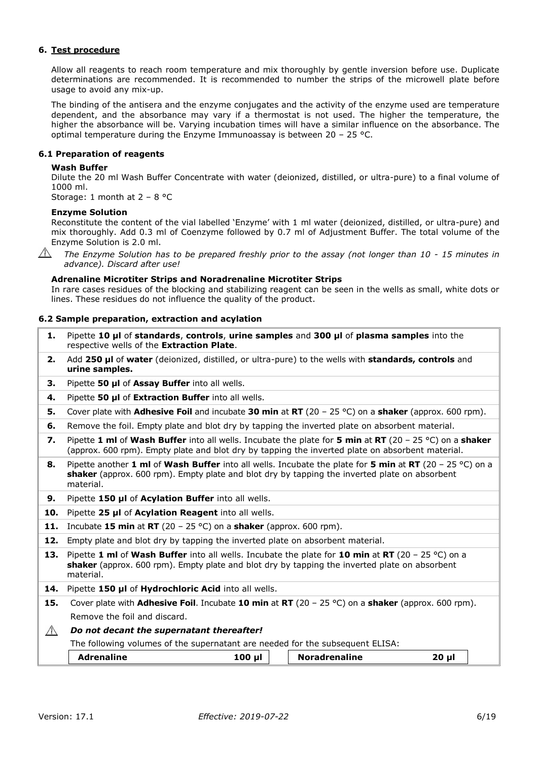## 6. Test procedure

Allow all reagents to reach room temperature and mix thoroughly by gentle inversion before use. Duplicate determinations are recommended. It is recommended to number the strips of the microwell plate before usage to avoid any mix-up.

The binding of the antisera and the enzyme conjugates and the activity of the enzyme used are temperature dependent, and the absorbance may vary if a thermostat is not used. The higher the temperature, the higher the absorbance will be. Varying incubation times will have a similar influence on the absorbance. The optimal temperature during the Enzyme Immunoassay is between 20 – 25 °C.

### 6.1 Preparation of reagents

**Wash Buffer**

Dilute the 20 ml Wash Buffer Concentrate with water (deionized, distilled, or ultra-pure) to a final volume of 1000 ml.

Storage: 1 month at 2 – 8 °C

**Enzyme Solution**

Reconstitute the content of the vial labelled 'Enzyme' with 1 ml water (deionized, distilled, or ultra-pure) and mix thoroughly. Add 0.3 ml of Coenzyme followed by 0.7 ml of Adjustment Buffer. The total volume of the Enzyme Solution is 2.0 ml.

⚠ *The Enzyme Solution has to be prepared freshly prior to the assay (not longer than 10 - 15 minutes in advance). Discard after use!*

**Adrenaline Microtiter Strips and Noradrenaline Microtiter Strips**

In rare cases residues of the blocking and stabilizing reagent can be seen in the wells as small, white dots or lines. These residues do not influence the quality of the product.

### 6.2 Sample preparation, extraction and acylation

| | |
|---|---|
| **1.** | Pipette **10 µl** of **standards**, **controls**, **urine samples** and **300 µl** of **plasma samples** into the respective wells of the **Extraction Plate**. |
| **2.** | Add **250 µl** of **water** (deionized, distilled, or ultra-pure) to the wells with **standards, controls** and **urine samples.** |
| **3.** | Pipette **50 µl** of **Assay Buffer** into all wells. |
| **4.** | Pipette **50 µl** of **Extraction Buffer** into all wells. |
| **5.** | Cover plate with **Adhesive Foil** and incubate **30 min** at **RT** (20 – 25 °C) on a **shaker** (approx. 600 rpm). |
| **6.** | Remove the foil. Empty plate and blot dry by tapping the inverted plate on absorbent material. |
| **7.** | Pipette **1 ml** of **Wash Buffer** into all wells. Incubate the plate for **5 min** at **RT** (20 – 25 °C) on a **shaker** (approx. 600 rpm). Empty plate and blot dry by tapping the inverted plate on absorbent material. |
| **8.** | Pipette another **1 ml** of **Wash Buffer** into all wells. Incubate the plate for **5 min** at **RT** (20 – 25 °C) on a **shaker** (approx. 600 rpm). Empty plate and blot dry by tapping the inverted plate on absorbent material. |
| **9.** | Pipette **150 µl** of **Acylation Buffer** into all wells. |
| **10.** | Pipette **25 µl** of **Acylation Reagent** into all wells. |
| **11.** | Incubate **15 min** at **RT** (20 – 25 °C) on a **shaker** (approx. 600 rpm). |
| **12.** | Empty plate and blot dry by tapping the inverted plate on absorbent material. |
| **13.** | Pipette **1 ml** of **Wash Buffer** into all wells. Incubate the plate for **10 min** at **RT** (20 – 25 °C) on a **shaker** (approx. 600 rpm). Empty plate and blot dry by tapping the inverted plate on absorbent material. |
| **14.** | Pipette **150 µl** of **Hydrochloric Acid** into all wells. |
| **15.** | Cover plate with **Adhesive Foil**. Incubate **10 min** at **RT** (20 – 25 °C) on a **shaker** (approx. 600 rpm). Remove the foil and discard. |
| ⚠ | ***Do not decant the supernatant thereafter!*** The following volumes of the supernatant are needed for the subsequent ELISA: |

| | | | |
|---|---|---|---|
| **Adrenaline** | **100 µl** | **Noradrenaline** | **20 µl** |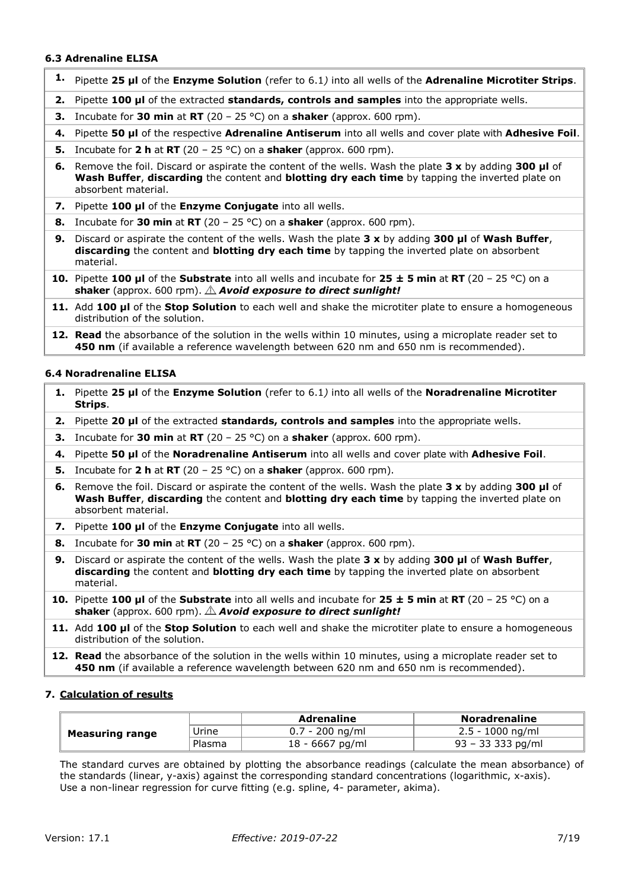### 6.3 Adrenaline ELISA

1. Pipette **25 µl** of the **Enzyme Solution** (refer to 6.1) into all wells of the **Adrenaline Microtiter Strips**.
2. Pipette **100 µl** of the extracted **standards, controls and samples** into the appropriate wells.
3. Incubate for **30 min** at **RT** (20 – 25 °C) on a **shaker** (approx. 600 rpm).
4. Pipette **50 µl** of the respective **Adrenaline Antiserum** into all wells and cover plate with **Adhesive Foil**.
5. Incubate for **2 h** at **RT** (20 – 25 °C) on a **shaker** (approx. 600 rpm).
6. Remove the foil. Discard or aspirate the content of the wells. Wash the plate **3 x** by adding **300 µl** of **Wash Buffer**, **discarding** the content and **blotting dry each time** by tapping the inverted plate on absorbent material.
7. Pipette **100 µl** of the **Enzyme Conjugate** into all wells.
8. Incubate for **30 min** at **RT** (20 – 25 °C) on a **shaker** (approx. 600 rpm).
9. Discard or aspirate the content of the wells. Wash the plate **3 x** by adding **300 µl** of **Wash Buffer**, **discarding** the content and **blotting dry each time** by tapping the inverted plate on absorbent material.
10. Pipette **100 µl** of the **Substrate** into all wells and incubate for **25 ± 5 min** at **RT** (20 – 25 °C) on a **shaker** (approx. 600 rpm). ⚠ ***Avoid exposure to direct sunlight!***
11. Add **100 µl** of the **Stop Solution** to each well and shake the microtiter plate to ensure a homogeneous distribution of the solution.
12. **Read** the absorbance of the solution in the wells within 10 minutes, using a microplate reader set to **450 nm** (if available a reference wavelength between 620 nm and 650 nm is recommended).

### 6.4 Noradrenaline ELISA

1. Pipette **25 µl** of the **Enzyme Solution** (refer to 6.1) into all wells of the **Noradrenaline Microtiter Strips**.
2. Pipette **20 µl** of the extracted **standards, controls and samples** into the appropriate wells.
3. Incubate for **30 min** at **RT** (20 – 25 °C) on a **shaker** (approx. 600 rpm).
4. Pipette **50 µl** of the **Noradrenaline Antiserum** into all wells and cover plate with **Adhesive Foil**.
5. Incubate for **2 h** at **RT** (20 – 25 °C) on a **shaker** (approx. 600 rpm).
6. Remove the foil. Discard or aspirate the content of the wells. Wash the plate **3 x** by adding **300 µl** of **Wash Buffer**, **discarding** the content and **blotting dry each time** by tapping the inverted plate on absorbent material.
7. Pipette **100 µl** of the **Enzyme Conjugate** into all wells.
8. Incubate for **30 min** at **RT** (20 – 25 °C) on a **shaker** (approx. 600 rpm).
9. Discard or aspirate the content of the wells. Wash the plate **3 x** by adding **300 µl** of **Wash Buffer**, **discarding** the content and **blotting dry each time** by tapping the inverted plate on absorbent material.
10. Pipette **100 µl** of the **Substrate** into all wells and incubate for **25 ± 5 min** at **RT** (20 – 25 °C) on a **shaker** (approx. 600 rpm). ⚠ ***Avoid exposure to direct sunlight!***
11. Add **100 µl** of the **Stop Solution** to each well and shake the microtiter plate to ensure a homogeneous distribution of the solution.
12. **Read** the absorbance of the solution in the wells within 10 minutes, using a microplate reader set to **450 nm** (if available a reference wavelength between 620 nm and 650 nm is recommended).

## 7. Calculation of results

| | | **Adrenaline** | **Noradrenaline** |
|---|---|---|---|
| **Measuring range** | Urine | 0.7 - 200 ng/ml | 2.5 - 1000 ng/ml |
| | Plasma | 18 - 6667 pg/ml | 93 – 33 333 pg/ml |

The standard curves are obtained by plotting the absorbance readings (calculate the mean absorbance) of the standards (linear, y-axis) against the corresponding standard concentrations (logarithmic, x-axis). Use a non-linear regression for curve fitting (e.g. spline, 4- parameter, akima).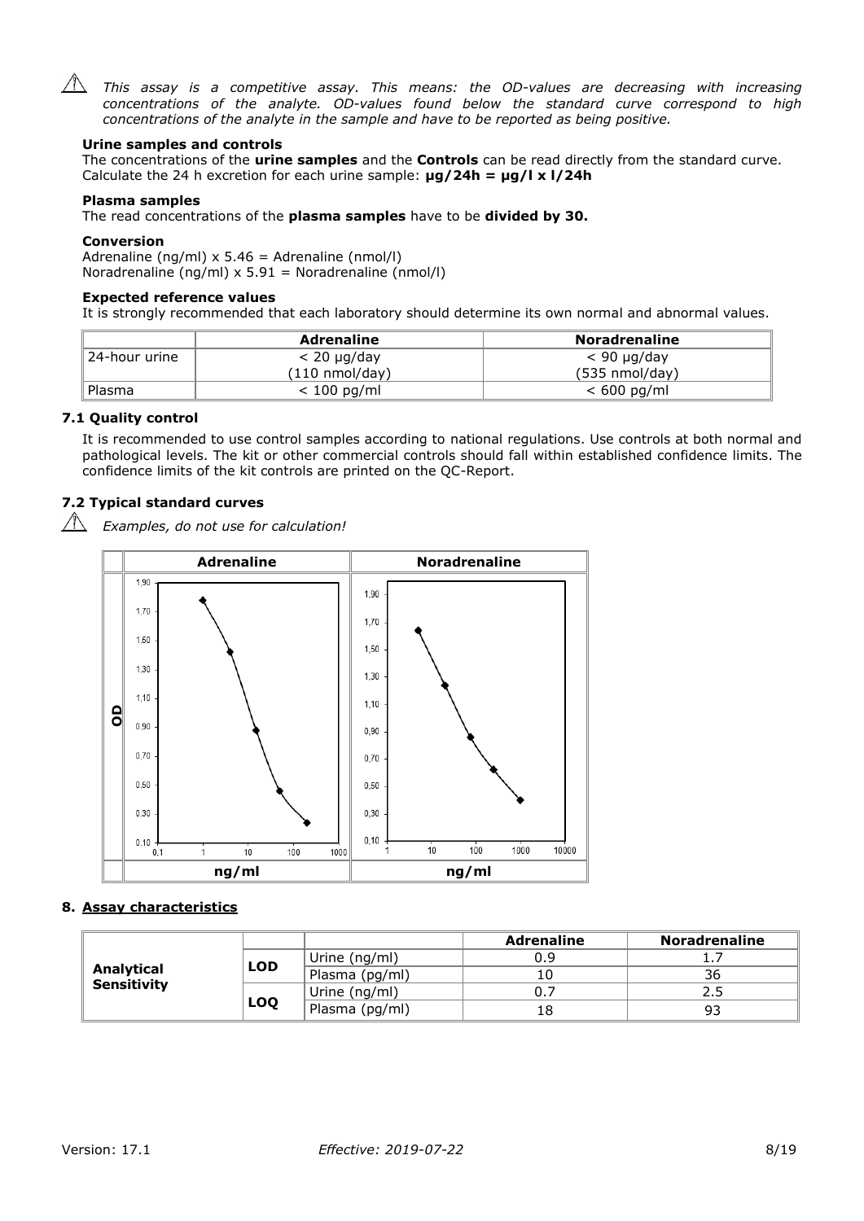⚠ *This assay is a competitive assay. This means: the OD-values are decreasing with increasing concentrations of the analyte. OD-values found below the standard curve correspond to high concentrations of the analyte in the sample and have to be reported as being positive.*

**Urine samples and controls**

The concentrations of the **urine samples** and the **Controls** can be read directly from the standard curve. Calculate the 24 h excretion for each urine sample: **µg/24h = µg/l x l/24h**

**Plasma samples**

The read concentrations of the **plasma samples** have to be **divided by 30.**

**Conversion**

Adrenaline (ng/ml) x 5.46 = Adrenaline (nmol/l)
Noradrenaline (ng/ml) x 5.91 = Noradrenaline (nmol/l)

**Expected reference values**

It is strongly recommended that each laboratory should determine its own normal and abnormal values.

| | Adrenaline | Noradrenaline |
|---|---|---|
| 24-hour urine | < 20 µg/day (110 nmol/day) | < 90 µg/day (535 nmol/day) |
| Plasma | < 100 pg/ml | < 600 pg/ml |

### 7.1 Quality control

It is recommended to use control samples according to national regulations. Use controls at both normal and pathological levels. The kit or other commercial controls should fall within established confidence limits. The confidence limits of the kit controls are printed on the QC-Report.

### 7.2 Typical standard curves

⚠ *Examples, do not use for calculation!*

| | Adrenaline | Noradrenaline |
|---|---|---|
| OD | | |
| | ng/ml | ng/ml |

## 8. Assay characteristics

| | | | Adrenaline | Noradrenaline |
|---|---|---|---|---|
| Analytical Sensitivity | LOD | Urine (ng/ml) | 0.9 | 1.7 |
| | | Plasma (pg/ml) | 10 | 36 |
| | LOQ | Urine (ng/ml) | 0.7 | 2.5 |
| | | Plasma (pg/ml) | 18 | 93 |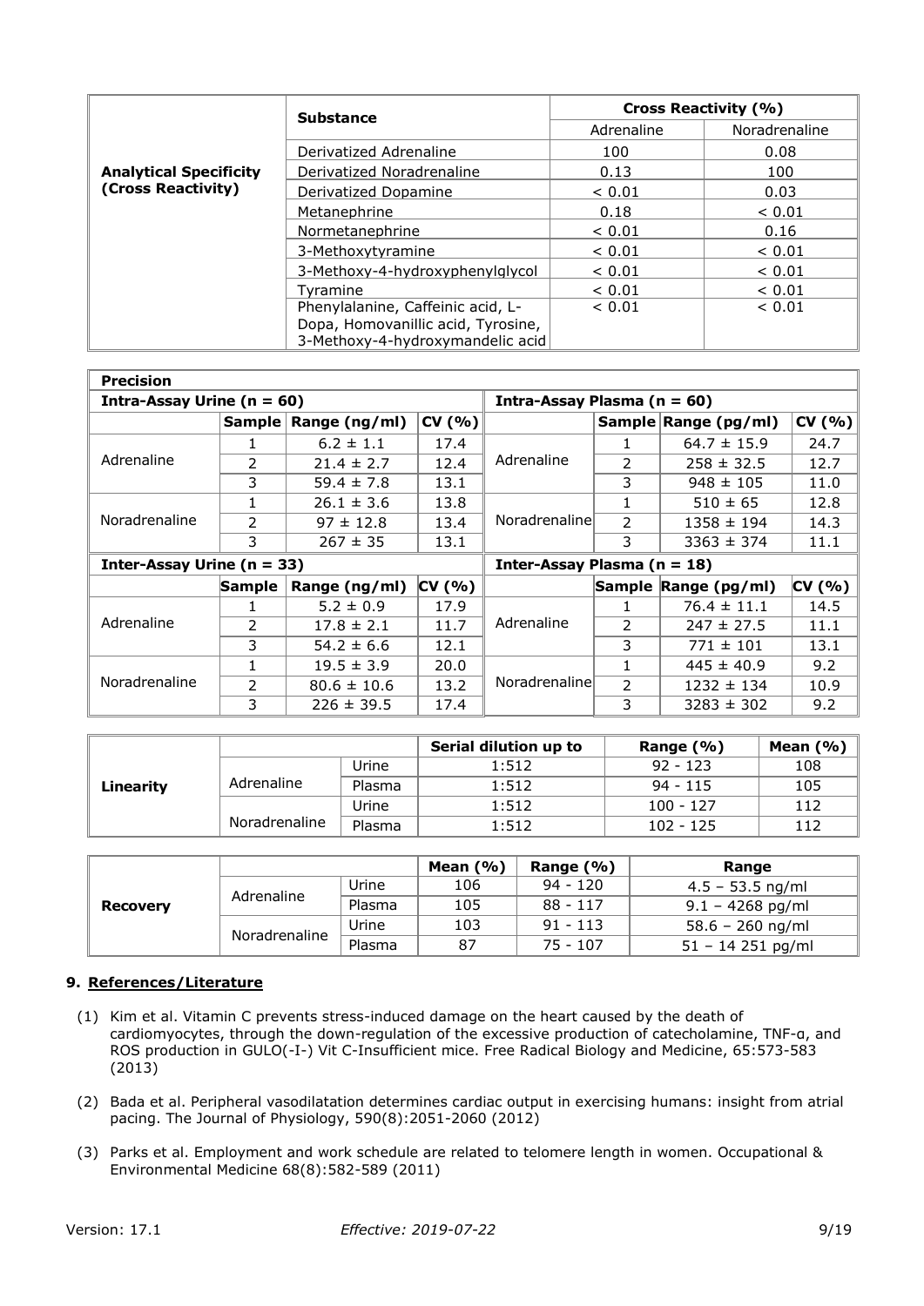| | Substance | Cross Reactivity (%) | |
|---|---|---|---|
| | | Adrenaline | Noradrenaline |
| **Analytical Specificity (Cross Reactivity)** | Derivatized Adrenaline | 100 | 0.08 |
| | Derivatized Noradrenaline | 0.13 | 100 |
| | Derivatized Dopamine | < 0.01 | 0.03 |
| | Metanephrine | 0.18 | < 0.01 |
| | Normetanephrine | < 0.01 | 0.16 |
| | 3-Methoxytyramine | < 0.01 | < 0.01 |
| | 3-Methoxy-4-hydroxyphenylglycol | < 0.01 | < 0.01 |
| | Tyramine | < 0.01 | < 0.01 |
| | Phenylalanine, Caffeinic acid, L-Dopa, Homovanillic acid, Tyrosine, 3-Methoxy-4-hydroxymandelic acid | < 0.01 | < 0.01 |

| **Precision** | | | | | | | |
|---|---|---|---|---|---|---|---|
| **Intra-Assay Urine (n = 60)** | | | | **Intra-Assay Plasma (n = 60)** | | | |
| | **Sample** | **Range (ng/ml)** | **CV (%)** | | **Sample** | **Range (pg/ml)** | **CV (%)** |
| Adrenaline | 1 | 6.2 ± 1.1 | 17.4 | Adrenaline | 1 | 64.7 ± 15.9 | 24.7 |
| | 2 | 21.4 ± 2.7 | 12.4 | | 2 | 258 ± 32.5 | 12.7 |
| | 3 | 59.4 ± 7.8 | 13.1 | | 3 | 948 ± 105 | 11.0 |
| Noradrenaline | 1 | 26.1 ± 3.6 | 13.8 | Noradrenaline | 1 | 510 ± 65 | 12.8 |
| | 2 | 97 ± 12.8 | 13.4 | | 2 | 1358 ± 194 | 14.3 |
| | 3 | 267 ± 35 | 13.1 | | 3 | 3363 ± 374 | 11.1 |
| **Inter-Assay Urine (n = 33)** | | | | **Inter-Assay Plasma (n = 18)** | | | |
| | **Sample** | **Range (ng/ml)** | **CV (%)** | | **Sample** | **Range (pg/ml)** | **CV (%)** |
| Adrenaline | 1 | 5.2 ± 0.9 | 17.9 | Adrenaline | 1 | 76.4 ± 11.1 | 14.5 |
| | 2 | 17.8 ± 2.1 | 11.7 | | 2 | 247 ± 27.5 | 11.1 |
| | 3 | 54.2 ± 6.6 | 12.1 | | 3 | 771 ± 101 | 13.1 |
| Noradrenaline | 1 | 19.5 ± 3.9 | 20.0 | Noradrenaline | 1 | 445 ± 40.9 | 9.2 |
| | 2 | 80.6 ± 10.6 | 13.2 | | 2 | 1232 ± 134 | 10.9 |
| | 3 | 226 ± 39.5 | 17.4 | | 3 | 3283 ± 302 | 9.2 |

| | | | Serial dilution up to | Range (%) | Mean (%) |
|---|---|---|---|---|---|
| **Linearity** | Adrenaline | Urine | 1:512 | 92 - 123 | 108 |
| | | Plasma | 1:512 | 94 - 115 | 105 |
| | Noradrenaline | Urine | 1:512 | 100 - 127 | 112 |
| | | Plasma | 1:512 | 102 - 125 | 112 |

| | | | Mean (%) | Range (%) | Range |
|---|---|---|---|---|---|
| **Recovery** | Adrenaline | Urine | 106 | 94 - 120 | 4.5 – 53.5 ng/ml |
| | | Plasma | 105 | 88 - 117 | 9.1 – 4268 pg/ml |
| | Noradrenaline | Urine | 103 | 91 - 113 | 58.6 – 260 ng/ml |
| | | Plasma | 87 | 75 - 107 | 51 – 14 251 pg/ml |

## 9. References/Literature

(1) Kim et al. Vitamin C prevents stress-induced damage on the heart caused by the death of cardiomyocytes, through the down-regulation of the excessive production of catecholamine, TNF-α, and ROS production in GULO(-I-) Vit C-Insufficient mice. Free Radical Biology and Medicine, 65:573-583 (2013)

(2) Bada et al. Peripheral vasodilatation determines cardiac output in exercising humans: insight from atrial pacing. The Journal of Physiology, 590(8):2051-2060 (2012)

(3) Parks et al. Employment and work schedule are related to telomere length in women. Occupational & Environmental Medicine 68(8):582-589 (2011)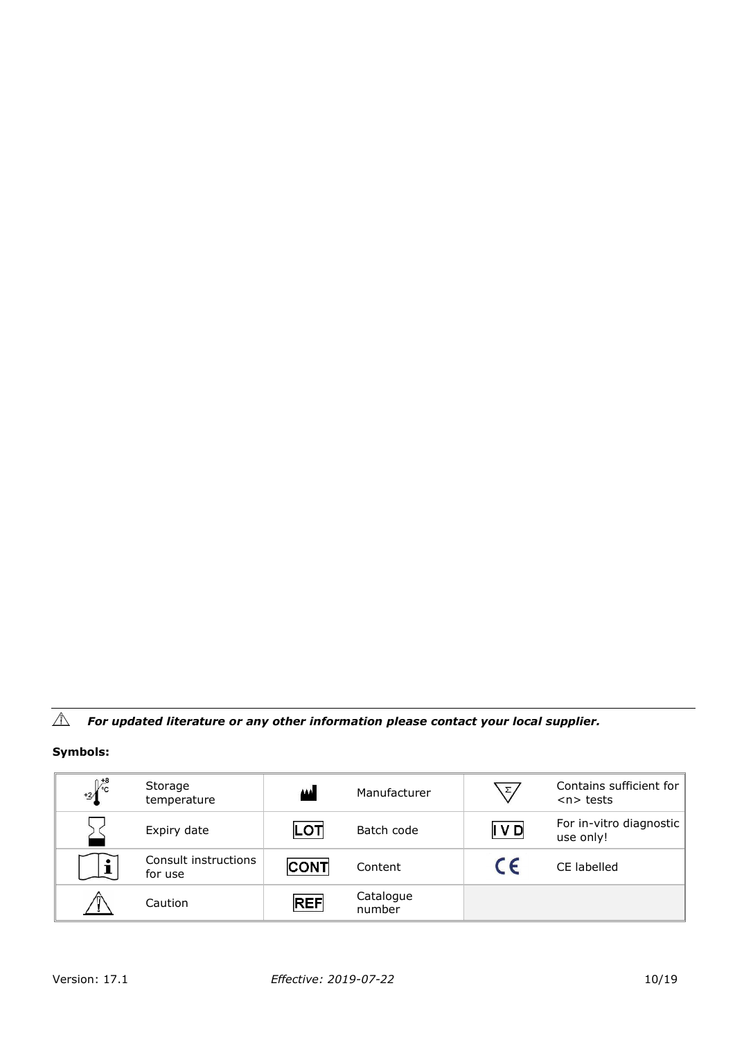⚠ ***For updated literature or any other information please contact your local supplier.***

**Symbols:**

| | | | | | |
|---|---|---|---|---|---|
| +2 / +8 °C | Storage temperature | | Manufacturer | Σ | Contains sufficient for <n> tests |
| | Expiry date | LOT | Batch code | IVD | For in-vitro diagnostic use only! |
| i | Consult instructions for use | CONT | Content | CE | CE labelled |
| ⚠ | Caution | REF | Catalogue number | | |

Version: 17.1 *Effective: 2019-07-22*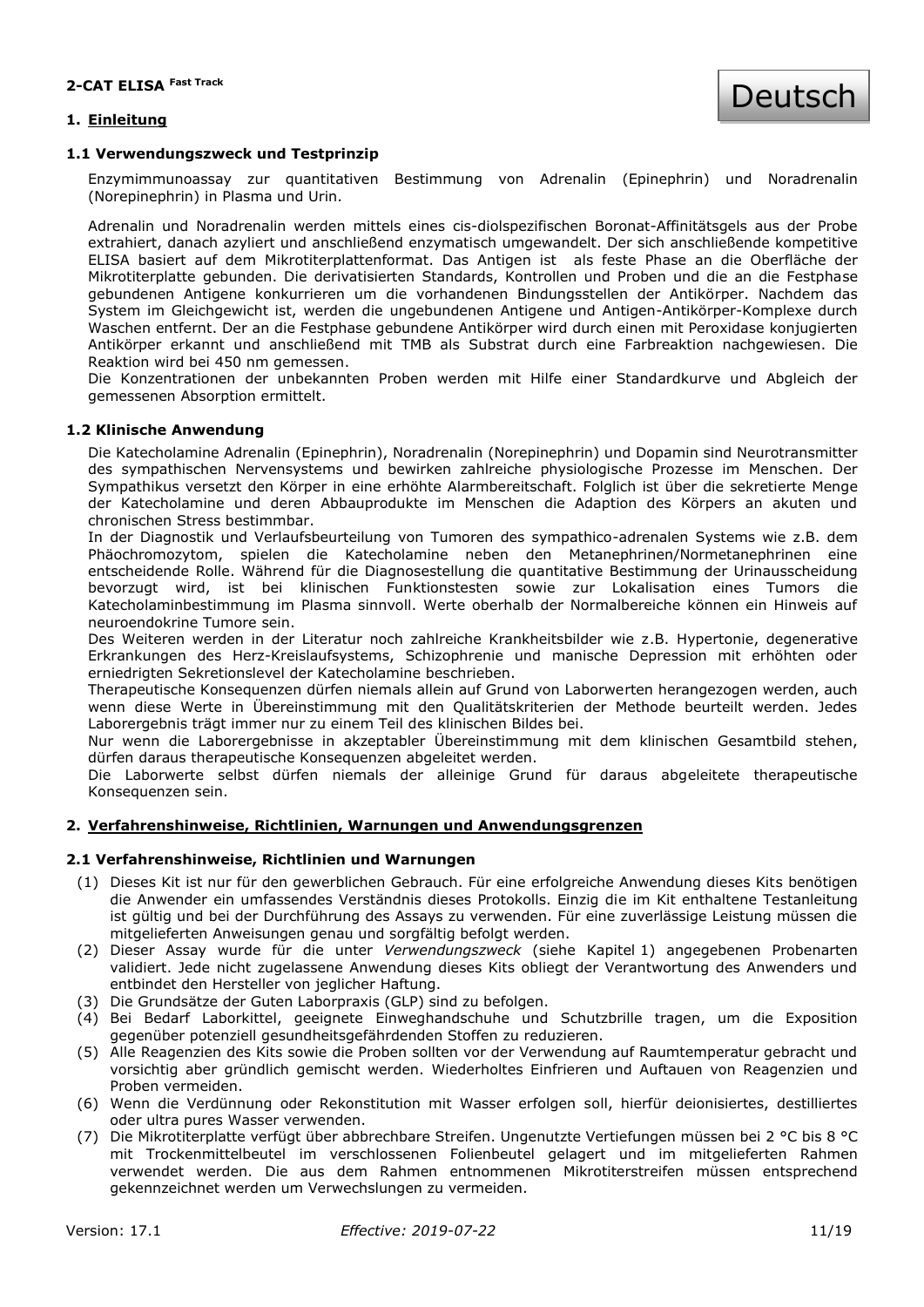**2-CAT ELISA** ***Fast Track***

Deutsch

## 1. Einleitung

### 1.1 Verwendungszweck und Testprinzip

Enzymimmunoassay zur quantitativen Bestimmung von Adrenalin (Epinephrin) und Noradrenalin (Norepinephrin) in Plasma und Urin.

Adrenalin und Noradrenalin werden mittels eines cis-diolspezifischen Boronat-Affinitätsgels aus der Probe extrahiert, danach azyliert und anschließend enzymatisch umgewandelt. Der sich anschließende kompetitive ELISA basiert auf dem Mikrotiterplattenformat. Das Antigen ist als feste Phase an die Oberfläche der Mikrotiterplatte gebunden. Die derivatisierten Standards, Kontrollen und Proben und die an die Festphase gebundenen Antigene konkurrieren um die vorhandenen Bindungsstellen der Antikörper. Nachdem das System im Gleichgewicht ist, werden die ungebundenen Antigene und Antigen-Antikörper-Komplexe durch Waschen entfernt. Der an die Festphase gebundene Antikörper wird durch einen mit Peroxidase konjugierten Antikörper erkannt und anschließend mit TMB als Substrat durch eine Farbreaktion nachgewiesen. Die Reaktion wird bei 450 nm gemessen.
Die Konzentrationen der unbekannten Proben werden mit Hilfe einer Standardkurve und Abgleich der gemessenen Absorption ermittelt.

### 1.2 Klinische Anwendung

Die Katecholamine Adrenalin (Epinephrin), Noradrenalin (Norepinephrin) und Dopamin sind Neurotransmitter des sympathischen Nervensystems und bewirken zahlreiche physiologische Prozesse im Menschen. Der Sympathikus versetzt den Körper in eine erhöhte Alarmbereitschaft. Folglich ist über die sekretierte Menge der Katecholamine und deren Abbauprodukte im Menschen die Adaption des Körpers an akuten und chronischen Stress bestimmbar.
In der Diagnostik und Verlaufsbeurteilung von Tumoren des sympathico-adrenalen Systems wie z.B. dem Phäochromozytom, spielen die Katecholamine neben den Metanephrinen/Normetanephrinen eine entscheidende Rolle. Während für die Diagnosestellung die quantitative Bestimmung der Urinausscheidung bevorzugt wird, ist bei klinischen Funktionstesten sowie zur Lokalisation eines Tumors die Katecholaminbestimmung im Plasma sinnvoll. Werte oberhalb der Normalbereiche können ein Hinweis auf neuroendokrine Tumore sein.
Des Weiteren werden in der Literatur noch zahlreiche Krankheitsbilder wie z.B. Hypertonie, degenerative Erkrankungen des Herz-Kreislaufsystems, Schizophrenie und manische Depression mit erhöhten oder erniedrigten Sekretionslevel der Katecholamine beschrieben.
Therapeutische Konsequenzen dürfen niemals allein auf Grund von Laborwerten herangezogen werden, auch wenn diese Werte in Übereinstimmung mit den Qualitätskriterien der Methode beurteilt werden. Jedes Laborergebnis trägt immer nur zu einem Teil des klinischen Bildes bei.
Nur wenn die Laborergebnisse in akzeptabler Übereinstimmung mit dem klinischen Gesamtbild stehen, dürfen daraus therapeutische Konsequenzen abgeleitet werden.
Die Laborwerte selbst dürfen niemals der alleinige Grund für daraus abgeleitete therapeutische Konsequenzen sein.

## 2. Verfahrenshinweise, Richtlinien, Warnungen und Anwendungsgrenzen

### 2.1 Verfahrenshinweise, Richtlinien und Warnungen

(1) Dieses Kit ist nur für den gewerblichen Gebrauch. Für eine erfolgreiche Anwendung dieses Kits benötigen die Anwender ein umfassendes Verständnis dieses Protokolls. Einzig die im Kit enthaltene Testanleitung ist gültig und bei der Durchführung des Assays zu verwenden. Für eine zuverlässige Leistung müssen die mitgelieferten Anweisungen genau und sorgfältig befolgt werden.
(2) Dieser Assay wurde für die unter *Verwendungszweck* (siehe Kapitel 1) angegebenen Probenarten validiert. Jede nicht zugelassene Anwendung dieses Kits obliegt der Verantwortung des Anwenders und entbindet den Hersteller von jeglicher Haftung.
(3) Die Grundsätze der Guten Laborpraxis (GLP) sind zu befolgen.
(4) Bei Bedarf Laborkittel, geeignete Einweghandschuhe und Schutzbrille tragen, um die Exposition gegenüber potenziell gesundheitsgefährdenden Stoffen zu reduzieren.
(5) Alle Reagenzien des Kits sowie die Proben sollten vor der Verwendung auf Raumtemperatur gebracht und vorsichtig aber gründlich gemischt werden. Wiederholtes Einfrieren und Auftauen von Reagenzien und Proben vermeiden.
(6) Wenn die Verdünnung oder Rekonstitution mit Wasser erfolgen soll, hierfür deionisiertes, destilliertes oder ultra pures Wasser verwenden.
(7) Die Mikrotiterplatte verfügt über abbrechbare Streifen. Ungenutzte Vertiefungen müssen bei 2 °C bis 8 °C mit Trockenmittelbeutel im verschlossenen Folienbeutel gelagert und im mitgelieferten Rahmen verwendet werden. Die aus dem Rahmen entnommenen Mikrotiterstreifen müssen entsprechend gekennzeichnet werden um Verwechslungen zu vermeiden.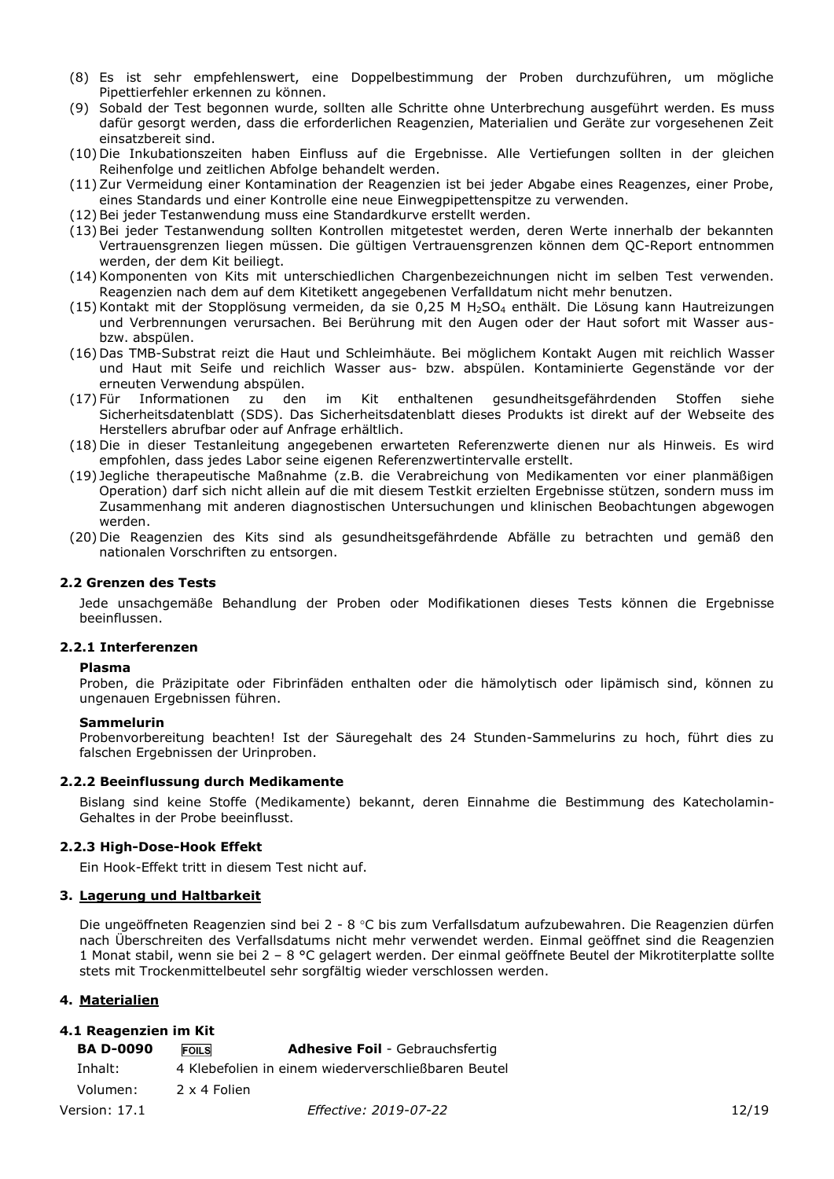(8) Es ist sehr empfehlenswert, eine Doppelbestimmung der Proben durchzuführen, um mögliche Pipettierfehler erkennen zu können.
(9) Sobald der Test begonnen wurde, sollten alle Schritte ohne Unterbrechung ausgeführt werden. Es muss dafür gesorgt werden, dass die erforderlichen Reagenzien, Materialien und Geräte zur vorgesehenen Zeit einsatzbereit sind.
(10) Die Inkubationszeiten haben Einfluss auf die Ergebnisse. Alle Vertiefungen sollten in der gleichen Reihenfolge und zeitlichen Abfolge behandelt werden.
(11) Zur Vermeidung einer Kontamination der Reagenzien ist bei jeder Abgabe eines Reagenzes, einer Probe, eines Standards und einer Kontrolle eine neue Einwegpipettenspitze zu verwenden.
(12) Bei jeder Testanwendung muss eine Standardkurve erstellt werden.
(13) Bei jeder Testanwendung sollten Kontrollen mitgetestet werden, deren Werte innerhalb der bekannten Vertrauensgrenzen liegen müssen. Die gültigen Vertrauensgrenzen können dem QC-Report entnommen werden, der dem Kit beiliegt.
(14) Komponenten von Kits mit unterschiedlichen Chargenbezeichnungen nicht im selben Test verwenden. Reagenzien nach dem auf dem Kitetikett angegebenen Verfalldatum nicht mehr benutzen.
(15) Kontakt mit der Stopplösung vermeiden, da sie 0,25 M $H_2SO_4$ enthält. Die Lösung kann Hautreizungen und Verbrennungen verursachen. Bei Berührung mit den Augen oder der Haut sofort mit Wasser aus- bzw. abspülen.
(16) Das TMB-Substrat reizt die Haut und Schleimhäute. Bei möglichem Kontakt Augen mit reichlich Wasser und Haut mit Seife und reichlich Wasser aus- bzw. abspülen. Kontaminierte Gegenstände vor der erneuten Verwendung abspülen.
(17) Für Informationen zu den im Kit enthaltenen gesundheitsgefährdenden Stoffen siehe Sicherheitsdatenblatt (SDS). Das Sicherheitsdatenblatt dieses Produkts ist direkt auf der Webseite des Herstellers abrufbar oder auf Anfrage erhältlich.
(18) Die in dieser Testanleitung angegebenen erwarteten Referenzwerte dienen nur als Hinweis. Es wird empfohlen, dass jedes Labor seine eigenen Referenzwertintervalle erstellt.
(19) Jegliche therapeutische Maßnahme (z.B. die Verabreichung von Medikamenten vor einer planmäßigen Operation) darf sich nicht allein auf die mit diesem Testkit erzielten Ergebnisse stützen, sondern muss im Zusammenhang mit anderen diagnostischen Untersuchungen und klinischen Beobachtungen abgewogen werden.
(20) Die Reagenzien des Kits sind als gesundheitsgefährdende Abfälle zu betrachten und gemäß den nationalen Vorschriften zu entsorgen.

### 2.2 Grenzen des Tests

Jede unsachgemäße Behandlung der Proben oder Modifikationen dieses Tests können die Ergebnisse beeinflussen.

#### 2.2.1 Interferenzen

**Plasma**

Proben, die Präzipitate oder Fibrinfäden enthalten oder die hämolytisch oder lipämisch sind, können zu ungenauen Ergebnissen führen.

**Sammelurin**

Probenvorbereitung beachten! Ist der Säuregehalt des 24 Stunden-Sammelurins zu hoch, führt dies zu falschen Ergebnissen der Urinproben.

#### 2.2.2 Beeinflussung durch Medikamente

Bislang sind keine Stoffe (Medikamente) bekannt, deren Einnahme die Bestimmung des Katecholamin-Gehaltes in der Probe beeinflusst.

#### 2.2.3 High-Dose-Hook Effekt

Ein Hook-Effekt tritt in diesem Test nicht auf.

## 3. Lagerung und Haltbarkeit

Die ungeöffneten Reagenzien sind bei 2 - 8 °C bis zum Verfallsdatum aufzubewahren. Die Reagenzien dürfen nach Überschreiten des Verfallsdatums nicht mehr verwendet werden. Einmal geöffnet sind die Reagenzien 1 Monat stabil, wenn sie bei 2 – 8 °C gelagert werden. Der einmal geöffnete Beutel der Mikrotiterplatte sollte stets mit Trockenmittelbeutel sehr sorgfältig wieder verschlossen werden.

## 4. Materialien

### 4.1 Reagenzien im Kit

**BA D-0090** FOILS **Adhesive Foil** - Gebrauchsfertig

Inhalt: 4 Klebefolien in einem wiederverschließbaren Beutel

Volumen: 2 x 4 Folien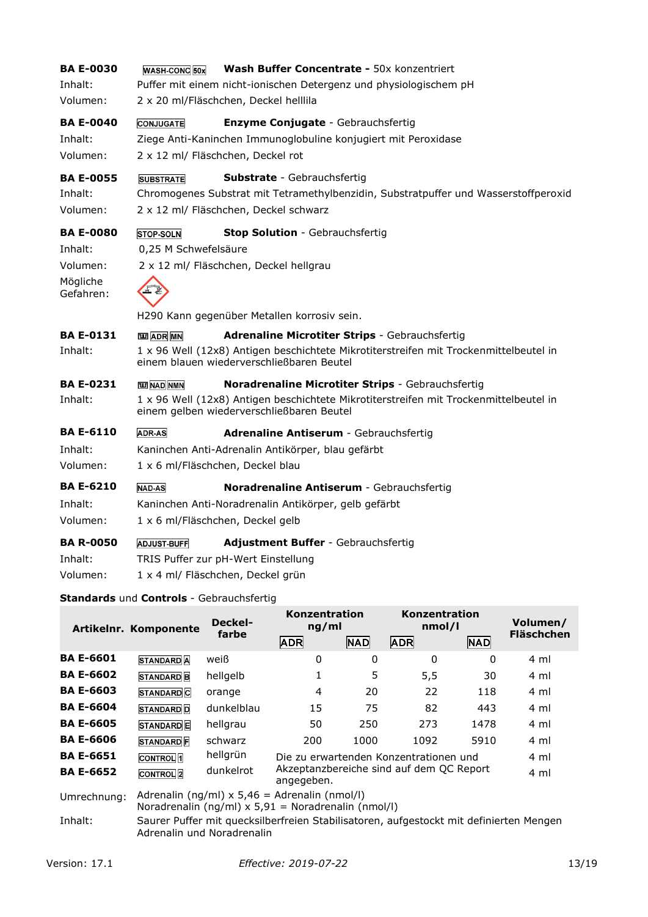**BA E-0030** WASH-CONC 50x **Wash Buffer Concentrate -** 50x konzentriert
Inhalt: Puffer mit einem nicht-ionischen Detergenz und physiologischem pH
Volumen: 2 x 20 ml/Fläschchen, Deckel helllila

**BA E-0040** CONJUGATE **Enzyme Conjugate** - Gebrauchsfertig
Inhalt: Ziege Anti-Kaninchen Immunoglobuline konjugiert mit Peroxidase
Volumen: 2 x 12 ml/ Fläschchen, Deckel rot

**BA E-0055** SUBSTRATE **Substrate** - Gebrauchsfertig
Inhalt: Chromogenes Substrat mit Tetramethylbenzidin, Substratpuffer und Wasserstoffperoxid
Volumen: 2 x 12 ml/ Fläschchen, Deckel schwarz

**BA E-0080** STOP-SOLN **Stop Solution** - Gebrauchsfertig
Inhalt: 0,25 M Schwefelsäure
Volumen: 2 x 12 ml/ Fläschchen, Deckel hellgrau
Mögliche Gefahren:

H290 Kann gegenüber Metallen korrosiv sein.

**BA E-0131** ADR MN **Adrenaline Microtiter Strips** - Gebrauchsfertig
Inhalt: 1 x 96 Well (12x8) Antigen beschichtete Mikrotiterstreifen mit Trockenmittelbeutel in einem blauen wiederverschließbaren Beutel

**BA E-0231** NAD NMN **Noradrenaline Microtiter Strips** - Gebrauchsfertig
Inhalt: 1 x 96 Well (12x8) Antigen beschichtete Mikrotiterstreifen mit Trockenmittelbeutel in einem gelben wiederverschließbaren Beutel

**BA E-6110** ADR-AS **Adrenaline Antiserum** - Gebrauchsfertig
Inhalt: Kaninchen Anti-Adrenalin Antikörper, blau gefärbt
Volumen: 1 x 6 ml/Fläschchen, Deckel blau

**BA E-6210** NAD-AS **Noradrenaline Antiserum** - Gebrauchsfertig
Inhalt: Kaninchen Anti-Noradrenalin Antikörper, gelb gefärbt
Volumen: 1 x 6 ml/Fläschchen, Deckel gelb

**BA R-0050** ADJUST-BUFF **Adjustment Buffer** - Gebrauchsfertig
Inhalt: TRIS Puffer zur pH-Wert Einstellung
Volumen: 1 x 4 ml/ Fläschchen, Deckel grün

**Standards** und **Controls** - Gebrauchsfertig

| Artikelnr. | Komponente | Deckel-farbe | Konzentration ng/ml | | Konzentration nmol/l | | Volumen/ Fläschchen |
|---|---|---|---|---|---|---|---|
| | | | ADR | NAD | ADR | NAD | |
| **BA E-6601** | STANDARD A | weiß | 0 | 0 | 0 | 0 | 4 ml |
| **BA E-6602** | STANDARD B | hellgelb | 1 | 5 | 5,5 | 30 | 4 ml |
| **BA E-6603** | STANDARD C | orange | 4 | 20 | 22 | 118 | 4 ml |
| **BA E-6604** | STANDARD D | dunkelblau | 15 | 75 | 82 | 443 | 4 ml |
| **BA E-6605** | STANDARD E | hellgrau | 50 | 250 | 273 | 1478 | 4 ml |
| **BA E-6606** | STANDARD F | schwarz | 200 | 1000 | 1092 | 5910 | 4 ml |
| **BA E-6651** | CONTROL 1 | hellgrün | Die zu erwartenden Konzentrationen und Akzeptanzbereiche sind auf dem QC Report angegeben. | | | | 4 ml |
| **BA E-6652** | CONTROL 2 | dunkelrot | | | | | 4 ml |

Umrechnung: Adrenalin (ng/ml) x 5,46 = Adrenalin (nmol/l)
Noradrenalin (ng/ml) x 5,91 = Noradrenalin (nmol/l)

Inhalt: Saurer Puffer mit quecksilberfreien Stabilisatoren, aufgestockt mit definierten Mengen Adrenalin und Noradrenalin

Version: 17.1 *Effective: 2019-07-22*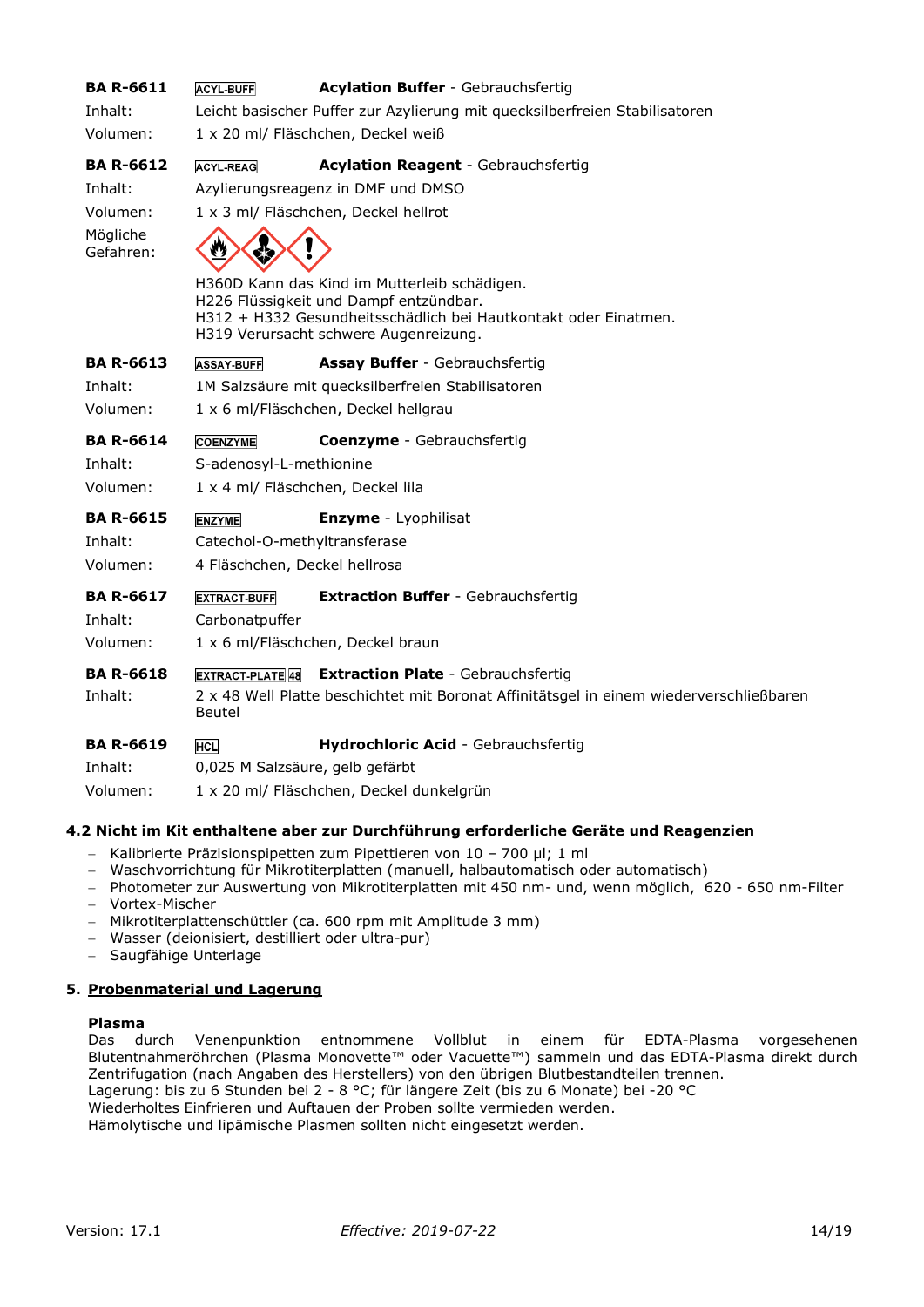**BA R-6611** ACYL-BUFF **Acylation Buffer** - Gebrauchsfertig

Inhalt: Leicht basischer Puffer zur Azylierung mit quecksilberfreien Stabilisatoren

Volumen: 1 x 20 ml/ Fläschchen, Deckel weiß

**BA R-6612** ACYL-REAG **Acylation Reagent** - Gebrauchsfertig

Inhalt: Azylierungsreagenz in DMF und DMSO

Volumen: 1 x 3 ml/ Fläschchen, Deckel hellrot

Mögliche Gefahren:

H360D Kann das Kind im Mutterleib schädigen.
H226 Flüssigkeit und Dampf entzündbar.
H312 + H332 Gesundheitsschädlich bei Hautkontakt oder Einatmen.
H319 Verursacht schwere Augenreizung.

**BA R-6613** ASSAY-BUFF **Assay Buffer** - Gebrauchsfertig

Inhalt: 1M Salzsäure mit quecksilberfreien Stabilisatoren

Volumen: 1 x 6 ml/Fläschchen, Deckel hellgrau

**BA R-6614** COENZYME **Coenzyme** - Gebrauchsfertig

Inhalt: S-adenosyl-L-methionine

Volumen: 1 x 4 ml/ Fläschchen, Deckel lila

**BA R-6615** ENZYME **Enzyme** - Lyophilisat

Inhalt: Catechol-O-methyltransferase

Volumen: 4 Fläschchen, Deckel hellrosa

**BA R-6617** EXTRACT-BUFF **Extraction Buffer** - Gebrauchsfertig

Inhalt: Carbonatpuffer

Volumen: 1 x 6 ml/Fläschchen, Deckel braun

**BA R-6618** EXTRACT-PLATE 48 **Extraction Plate** - Gebrauchsfertig

Inhalt: 2 x 48 Well Platte beschichtet mit Boronat Affinitätsgel in einem wiederverschließbaren Beutel

**BA R-6619** HCL **Hydrochloric Acid** - Gebrauchsfertig

Inhalt: 0,025 M Salzsäure, gelb gefärbt

Volumen: 1 x 20 ml/ Fläschchen, Deckel dunkelgrün

### 4.2 Nicht im Kit enthaltene aber zur Durchführung erforderliche Geräte und Reagenzien

- Kalibrierte Präzisionspipetten zum Pipettieren von 10 – 700 µl; 1 ml
- Waschvorrichtung für Mikrotiterplatten (manuell, halbautomatisch oder automatisch)
- Photometer zur Auswertung von Mikrotiterplatten mit 450 nm- und, wenn möglich, 620 - 650 nm-Filter
- Vortex-Mischer
- Mikrotiterplattenschüttler (ca. 600 rpm mit Amplitude 3 mm)
- Wasser (deionisiert, destilliert oder ultra-pur)
- Saugfähige Unterlage

## 5. Probenmaterial und Lagerung

**Plasma**

Das durch Venenpunktion entnommene Vollblut in einem für EDTA-Plasma vorgesehenen Blutentnahmeröhrchen (Plasma Monovette™ oder Vacuette™) sammeln und das EDTA-Plasma direkt durch Zentrifugation (nach Angaben des Herstellers) von den übrigen Blutbestandteilen trennen.
Lagerung: bis zu 6 Stunden bei 2 - 8 °C; für längere Zeit (bis zu 6 Monate) bei -20 °C
Wiederholtes Einfrieren und Auftauen der Proben sollte vermieden werden.
Hämolytische und lipämische Plasmen sollten nicht eingesetzt werden.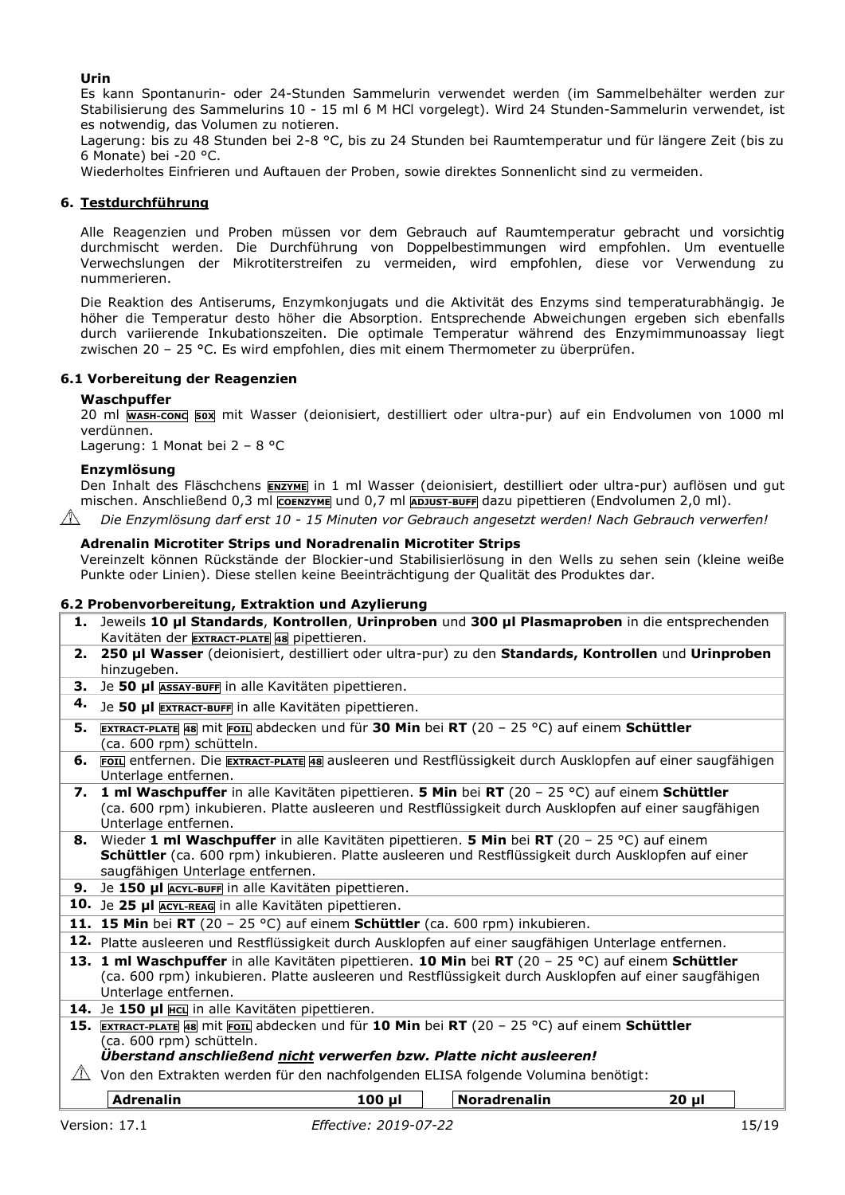**Urin**

Es kann Spontanurin- oder 24-Stunden Sammelurin verwendet werden (im Sammelbehälter werden zur Stabilisierung des Sammelurins 10 - 15 ml 6 M HCl vorgelegt). Wird 24 Stunden-Sammelurin verwendet, ist es notwendig, das Volumen zu notieren.

Lagerung: bis zu 48 Stunden bei 2-8 °C, bis zu 24 Stunden bei Raumtemperatur und für längere Zeit (bis zu 6 Monate) bei -20 °C.

Wiederholtes Einfrieren und Auftauen der Proben, sowie direktes Sonnenlicht sind zu vermeiden.

## 6. Testdurchführung

Alle Reagenzien und Proben müssen vor dem Gebrauch auf Raumtemperatur gebracht und vorsichtig durchmischt werden. Die Durchführung von Doppelbestimmungen wird empfohlen. Um eventuelle Verwechslungen der Mikrotiterstreifen zu vermeiden, wird empfohlen, diese vor Verwendung zu nummerieren.

Die Reaktion des Antiserums, Enzymkonjugats und die Aktivität des Enzyms sind temperaturabhängig. Je höher die Temperatur desto höher die Absorption. Entsprechende Abweichungen ergeben sich ebenfalls durch variierende Inkubationszeiten. Die optimale Temperatur während des Enzymimmunoassay liegt zwischen 20 – 25 °C. Es wird empfohlen, dies mit einem Thermometer zu überprüfen.

### 6.1 Vorbereitung der Reagenzien

**Waschpuffer**

20 ml WASH-CONC 50X mit Wasser (deionisiert, destilliert oder ultra-pur) auf ein Endvolumen von 1000 ml verdünnen.

Lagerung: 1 Monat bei 2 – 8 °C

**Enzymlösung**

Den Inhalt des Fläschchens ENZYME in 1 ml Wasser (deionisiert, destilliert oder ultra-pur) auflösen und gut mischen. Anschließend 0,3 ml COENZYME und 0,7 ml ADJUST-BUFF dazu pipettieren (Endvolumen 2,0 ml).

⚠ *Die Enzymlösung darf erst 10 - 15 Minuten vor Gebrauch angesetzt werden! Nach Gebrauch verwerfen!*

**Adrenalin Microtiter Strips und Noradrenalin Microtiter Strips**

Vereinzelt können Rückstände der Blockier-und Stabilisierlösung in den Wells zu sehen sein (kleine weiße Punkte oder Linien). Diese stellen keine Beeinträchtigung der Qualität des Produktes dar.

### 6.2 Probenvorbereitung, Extraktion und Azylierung

| | |
|---|---|
| **1.** | Jeweils **10 µl Standards**, **Kontrollen**, **Urinproben** und **300 µl Plasmaproben** in die entsprechenden Kavitäten der EXTRACT-PLATE 48 pipettieren. |
| **2.** | **250 µl Wasser** (deionisiert, destilliert oder ultra-pur) zu den **Standards, Kontrollen** und **Urinproben** hinzugeben. |
| **3.** | Je **50 µl** ASSAY-BUFF in alle Kavitäten pipettieren. |
| **4.** | Je **50 µl** EXTRACT-BUFF in alle Kavitäten pipettieren. |
| **5.** | EXTRACT-PLATE 48 mit FOIL abdecken und für **30 Min** bei **RT** (20 – 25 °C) auf einem **Schüttler** (ca. 600 rpm) schütteln. |
| **6.** | FOIL entfernen. Die EXTRACT-PLATE 48 ausleeren und Restflüssigkeit durch Ausklopfen auf einer saugfähigen Unterlage entfernen. |
| **7.** | **1 ml Waschpuffer** in alle Kavitäten pipettieren. **5 Min** bei **RT** (20 – 25 °C) auf einem **Schüttler** (ca. 600 rpm) inkubieren. Platte ausleeren und Restflüssigkeit durch Ausklopfen auf einer saugfähigen Unterlage entfernen. |
| **8.** | Wieder **1 ml Waschpuffer** in alle Kavitäten pipettieren. **5 Min** bei **RT** (20 – 25 °C) auf einem **Schüttler** (ca. 600 rpm) inkubieren. Platte ausleeren und Restflüssigkeit durch Ausklopfen auf einer saugfähigen Unterlage entfernen. |
| **9.** | Je **150 µl** ACYL-BUFF in alle Kavitäten pipettieren. |
| **10.** | Je **25 µl** ACYL-REAG in alle Kavitäten pipettieren. |
| **11.** | **15 Min** bei **RT** (20 – 25 °C) auf einem **Schüttler** (ca. 600 rpm) inkubieren. |
| **12.** | Platte ausleeren und Restflüssigkeit durch Ausklopfen auf einer saugfähigen Unterlage entfernen. |
| **13.** | **1 ml Waschpuffer** in alle Kavitäten pipettieren. **10 Min** bei **RT** (20 – 25 °C) auf einem **Schüttler** (ca. 600 rpm) inkubieren. Platte ausleeren und Restflüssigkeit durch Ausklopfen auf einer saugfähigen Unterlage entfernen. |
| **14.** | Je **150 µl** HCL in alle Kavitäten pipettieren. |
| **15.** | EXTRACT-PLATE 48 mit FOIL abdecken und für **10 Min** bei **RT** (20 – 25 °C) auf einem **Schüttler** (ca. 600 rpm) schütteln. ***Überstand anschließend nicht verwerfen bzw. Platte nicht ausleeren!*** |
| ⚠ | Von den Extrakten werden für den nachfolgenden ELISA folgende Volumina benötigt: |

| Adrenalin | 100 µl | Noradrenalin | 20 µl |
|---|---|---|---|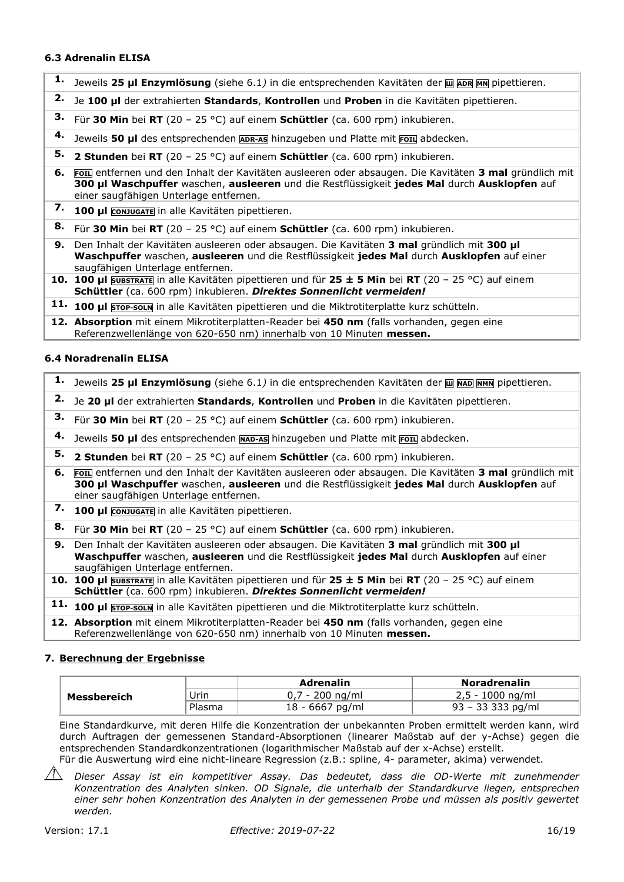### 6.3 Adrenalin ELISA

| | |
|---|---|
| **1.** | Jeweils **25 µl Enzymlösung** (siehe 6.1*)* in die entsprechenden Kavitäten der ADR MN pipettieren. |
| **2.** | Je **100 µl** der extrahierten **Standards**, **Kontrollen** und **Proben** in die Kavitäten pipettieren. |
| **3.** | Für **30 Min** bei **RT** (20 – 25 °C) auf einem **Schüttler** (ca. 600 rpm) inkubieren. |
| **4.** | Jeweils **50 µl** des entsprechenden ADR-AS hinzugeben und Platte mit FOIL abdecken. |
| **5.** | **2 Stunden** bei **RT** (20 – 25 °C) auf einem **Schüttler** (ca. 600 rpm) inkubieren. |
| **6.** | FOIL entfernen und den Inhalt der Kavitäten ausleeren oder absaugen. Die Kavitäten **3 mal** gründlich mit **300 µl Waschpuffer** waschen, **ausleeren** und die Restflüssigkeit **jedes Mal** durch **Ausklopfen** auf einer saugfähigen Unterlage entfernen. |
| **7.** | **100 µl** CONJUGATE in alle Kavitäten pipettieren. |
| **8.** | Für **30 Min** bei **RT** (20 – 25 °C) auf einem **Schüttler** (ca. 600 rpm) inkubieren. |
| **9.** | Den Inhalt der Kavitäten ausleeren oder absaugen. Die Kavitäten **3 mal** gründlich mit **300 µl Waschpuffer** waschen, **ausleeren** und die Restflüssigkeit **jedes Mal** durch **Ausklopfen** auf einer saugfähigen Unterlage entfernen. |
| **10.** | **100 µl** SUBSTRATE in alle Kavitäten pipettieren und für **25 ± 5 Min** bei **RT** (20 – 25 °C) auf einem **Schüttler** (ca. 600 rpm) inkubieren. ***Direktes Sonnenlicht vermeiden!*** |
| **11.** | **100 µl** STOP-SOLN in alle Kavitäten pipettieren und die Miktrotiterplatte kurz schütteln. |
| **12.** | **Absorption** mit einem Mikrotiterplatten-Reader bei **450 nm** (falls vorhanden, gegen eine Referenzwellenlänge von 620-650 nm) innerhalb von 10 Minuten **messen.** |

### 6.4 Noradrenalin ELISA

| | |
|---|---|
| **1.** | Jeweils **25 µl Enzymlösung** (siehe 6.1*)* in die entsprechenden Kavitäten der NAD NMN pipettieren. |
| **2.** | Je **20 µl** der extrahierten **Standards**, **Kontrollen** und **Proben** in die Kavitäten pipettieren. |
| **3.** | Für **30 Min** bei **RT** (20 – 25 °C) auf einem **Schüttler** (ca. 600 rpm) inkubieren. |
| **4.** | Jeweils **50 µl** des entsprechenden NAD-AS hinzugeben und Platte mit FOIL abdecken. |
| **5.** | **2 Stunden** bei **RT** (20 – 25 °C) auf einem **Schüttler** (ca. 600 rpm) inkubieren. |
| **6.** | FOIL entfernen und den Inhalt der Kavitäten ausleeren oder absaugen. Die Kavitäten **3 mal** gründlich mit **300 µl Waschpuffer** waschen, **ausleeren** und die Restflüssigkeit **jedes Mal** durch **Ausklopfen** auf einer saugfähigen Unterlage entfernen. |
| **7.** | **100 µl** CONJUGATE in alle Kavitäten pipettieren. |
| **8.** | Für **30 Min** bei **RT** (20 – 25 °C) auf einem **Schüttler** (ca. 600 rpm) inkubieren. |
| **9.** | Den Inhalt der Kavitäten ausleeren oder absaugen. Die Kavitäten **3 mal** gründlich mit **300 µl Waschpuffer** waschen, **ausleeren** und die Restflüssigkeit **jedes Mal** durch **Ausklopfen** auf einer saugfähigen Unterlage entfernen. |
| **10.** | **100 µl** SUBSTRATE in alle Kavitäten pipettieren und für **25 ± 5 Min** bei **RT** (20 – 25 °C) auf einem **Schüttler** (ca. 600 rpm) inkubieren. ***Direktes Sonnenlicht vermeiden!*** |
| **11.** | **100 µl** STOP-SOLN in alle Kavitäten pipettieren und die Miktrotiterplatte kurz schütteln. |
| **12.** | **Absorption** mit einem Mikrotiterplatten-Reader bei **450 nm** (falls vorhanden, gegen eine Referenzwellenlänge von 620-650 nm) innerhalb von 10 Minuten **messen.** |

## 7. Berechnung der Ergebnisse

| | | Adrenalin | Noradrenalin |
|---|---|---|---|
| **Messbereich** | Urin | 0,7 - 200 ng/ml | 2,5 - 1000 ng/ml |
| | Plasma | 18 - 6667 pg/ml | 93 – 33 333 pg/ml |

Eine Standardkurve, mit deren Hilfe die Konzentration der unbekannten Proben ermittelt werden kann, wird durch Auftragen der gemessenen Standard-Absorptionen (linearer Maßstab auf der y-Achse) gegen die entsprechenden Standardkonzentrationen (logarithmischer Maßstab auf der x-Achse) erstellt.
Für die Auswertung wird eine nicht-lineare Regression (z.B.: spline, 4- parameter, akima) verwendet.

⚠ *Dieser Assay ist ein kompetitiver Assay. Das bedeutet, dass die OD-Werte mit zunehmender Konzentration des Analyten sinken. OD Signale, die unterhalb der Standardkurve liegen, entsprechen einer sehr hohen Konzentration des Analyten in der gemessenen Probe und müssen als positiv gewertet werden.*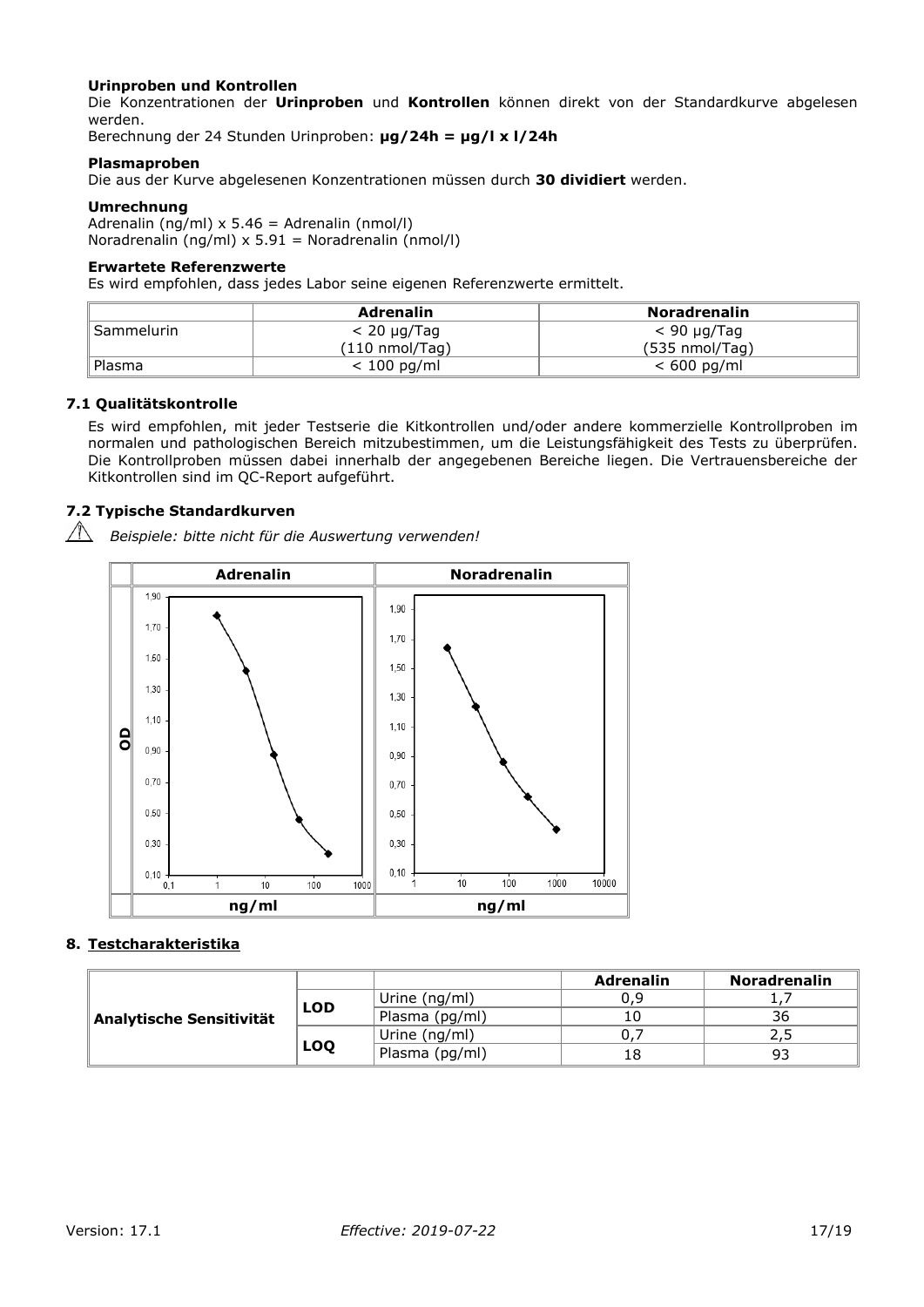**Urinproben und Kontrollen**
Die Konzentrationen der **Urinproben** und **Kontrollen** können direkt von der Standardkurve abgelesen werden.
Berechnung der 24 Stunden Urinproben: **µg/24h = µg/l x l/24h**

**Plasmaproben**
Die aus der Kurve abgelesenen Konzentrationen müssen durch **30 dividiert** werden.

**Umrechnung**
Adrenalin (ng/ml) x 5.46 = Adrenalin (nmol/l)
Noradrenalin (ng/ml) x 5.91 = Noradrenalin (nmol/l)

**Erwartete Referenzwerte**
Es wird empfohlen, dass jedes Labor seine eigenen Referenzwerte ermittelt.

| | Adrenalin | Noradrenalin |
|---|---|---|
| Sammelurin | < 20 µg/Tag (110 nmol/Tag) | < 90 µg/Tag (535 nmol/Tag) |
| Plasma | < 100 pg/ml | < 600 pg/ml |

### 7.1 Qualitätskontrolle

Es wird empfohlen, mit jeder Testserie die Kitkontrollen und/oder andere kommerzielle Kontrollproben im normalen und pathologischen Bereich mitzubestimmen, um die Leistungsfähigkeit des Tests zu überprüfen. Die Kontrollproben müssen dabei innerhalb der angegebenen Bereiche liegen. Die Vertrauensbereiche der Kitkontrollen sind im QC-Report aufgeführt.

### 7.2 Typische Standardkurven

⚠ *Beispiele: bitte nicht für die Auswertung verwenden!*

## 8. Testcharakteristika

| | | | Adrenalin | Noradrenalin |
|---|---|---|---|---|
| **Analytische Sensitivität** | **LOD** | Urine (ng/ml) | 0,9 | 1,7 |
| | | Plasma (pg/ml) | 10 | 36 |
| | **LOQ** | Urine (ng/ml) | 0,7 | 2,5 |
| | | Plasma (pg/ml) | 18 | 93 |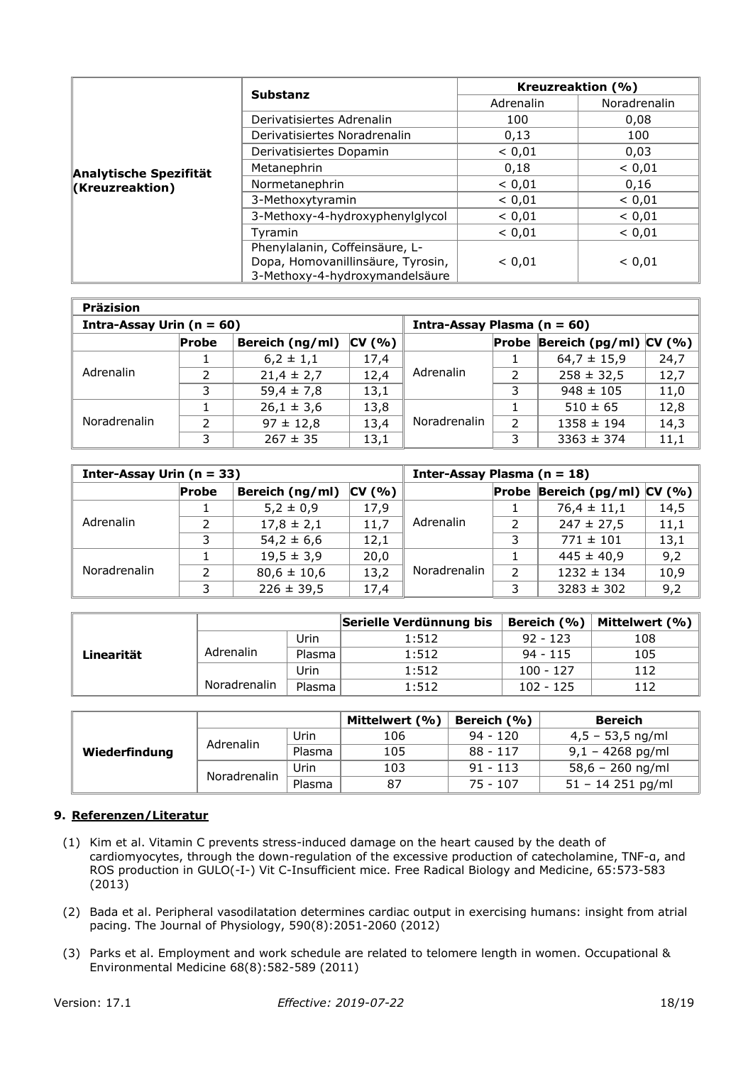| | Substanz | Kreuzreaktion (%) | |
|---|---|---|---|
| | | Adrenalin | Noradrenalin |
| **Analytische Spezifität (Kreuzreaktion)** | Derivatisiertes Adrenalin | 100 | 0,08 |
| | Derivatisiertes Noradrenalin | 0,13 | 100 |
| | Derivatisiertes Dopamin | < 0,01 | 0,03 |
| | Metanephrin | 0,18 | < 0,01 |
| | Normetanephrin | < 0,01 | 0,16 |
| | 3-Methoxytyramin | < 0,01 | < 0,01 |
| | 3-Methoxy-4-hydroxyphenylglycol | < 0,01 | < 0,01 |
| | Tyramin | < 0,01 | < 0,01 |
| | Phenylalanin, Coffeinsäure, L-Dopa, Homovanillinsäure, Tyrosin, 3-Methoxy-4-hydroxymandelsäure | < 0,01 | < 0,01 |

**Präzision**

| Intra-Assay Urin (n = 60) | | | | Intra-Assay Plasma (n = 60) | | | |
|---|---|---|---|---|---|---|---|
| | **Probe** | **Bereich (ng/ml)** | **CV (%)** | | **Probe** | **Bereich (pg/ml)** | **CV (%)** |
| Adrenalin | 1 | 6,2 ± 1,1 | 17,4 | Adrenalin | 1 | 64,7 ± 15,9 | 24,7 |
| | 2 | 21,4 ± 2,7 | 12,4 | | 2 | 258 ± 32,5 | 12,7 |
| | 3 | 59,4 ± 7,8 | 13,1 | | 3 | 948 ± 105 | 11,0 |
| Noradrenalin | 1 | 26,1 ± 3,6 | 13,8 | Noradrenalin | 1 | 510 ± 65 | 12,8 |
| | 2 | 97 ± 12,8 | 13,4 | | 2 | 1358 ± 194 | 14,3 |
| | 3 | 267 ± 35 | 13,1 | | 3 | 3363 ± 374 | 11,1 |

| Inter-Assay Urin (n = 33) | | | | Inter-Assay Plasma (n = 18) | | | |
|---|---|---|---|---|---|---|---|
| | **Probe** | **Bereich (ng/ml)** | **CV (%)** | | **Probe** | **Bereich (pg/ml)** | **CV (%)** |
| Adrenalin | 1 | 5,2 ± 0,9 | 17,9 | Adrenalin | 1 | 76,4 ± 11,1 | 14,5 |
| | 2 | 17,8 ± 2,1 | 11,7 | | 2 | 247 ± 27,5 | 11,1 |
| | 3 | 54,2 ± 6,6 | 12,1 | | 3 | 771 ± 101 | 13,1 |
| Noradrenalin | 1 | 19,5 ± 3,9 | 20,0 | Noradrenalin | 1 | 445 ± 40,9 | 9,2 |
| | 2 | 80,6 ± 10,6 | 13,2 | | 2 | 1232 ± 134 | 10,9 |
| | 3 | 226 ± 39,5 | 17,4 | | 3 | 3283 ± 302 | 9,2 |

| | | | Serielle Verdünnung bis | Bereich (%) | Mittelwert (%) |
|---|---|---|---|---|---|
| **Linearität** | Adrenalin | Urin | 1:512 | 92 - 123 | 108 |
| | | Plasma | 1:512 | 94 - 115 | 105 |
| | Noradrenalin | Urin | 1:512 | 100 - 127 | 112 |
| | | Plasma | 1:512 | 102 - 125 | 112 |

| | | | Mittelwert (%) | Bereich (%) | Bereich |
|---|---|---|---|---|---|
| **Wiederfindung** | Adrenalin | Urin | 106 | 94 - 120 | 4,5 – 53,5 ng/ml |
| | | Plasma | 105 | 88 - 117 | 9,1 – 4268 pg/ml |
| | Noradrenalin | Urin | 103 | 91 - 113 | 58,6 – 260 ng/ml |
| | | Plasma | 87 | 75 - 107 | 51 – 14 251 pg/ml |

## 9. Referenzen/Literatur

(1) Kim et al. Vitamin C prevents stress-induced damage on the heart caused by the death of cardiomyocytes, through the down-regulation of the excessive production of catecholamine, TNF-α, and ROS production in GULO(-I-) Vit C-Insufficient mice. Free Radical Biology and Medicine, 65:573-583 (2013)

(2) Bada et al. Peripheral vasodilatation determines cardiac output in exercising humans: insight from atrial pacing. The Journal of Physiology, 590(8):2051-2060 (2012)

(3) Parks et al. Employment and work schedule are related to telomere length in women. Occupational & Environmental Medicine 68(8):582-589 (2011)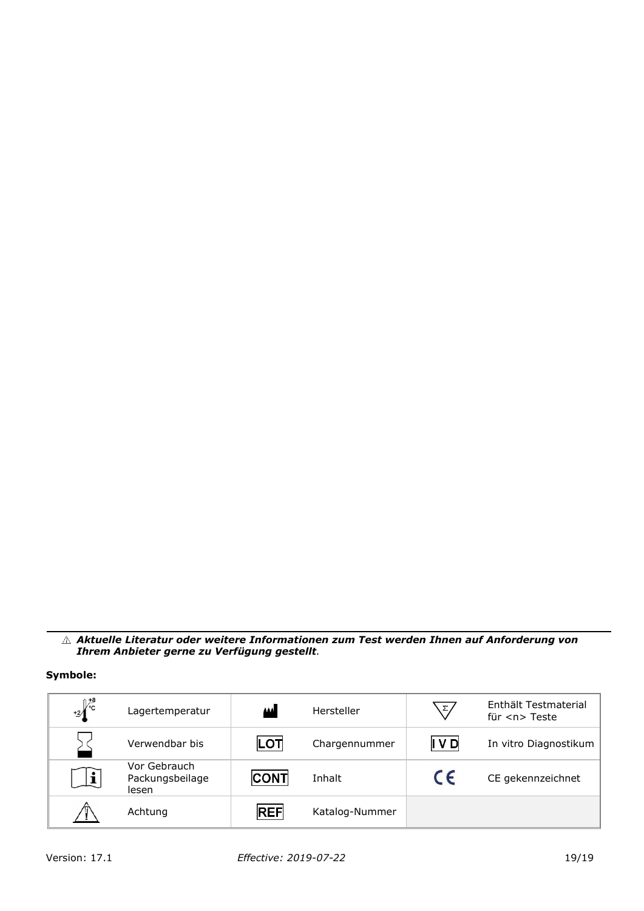⚠ ***Aktuelle Literatur oder weitere Informationen zum Test werden Ihnen auf Anforderung von Ihrem Anbieter gerne zu Verfügung gestellt***.

**Symbole:**

| | | | | | |
|---|---|---|---|---|---|
| +2 °C +8 | Lagertemperatur | | Hersteller | Σ | Enthält Testmaterial für <n> Teste |
| | Verwendbar bis | LOT | Chargennummer | IVD | In vitro Diagnostikum |
| i | Vor Gebrauch Packungsbeilage lesen | CONT | Inhalt | CE | CE gekennzeichnet |
| ⚠ | Achtung | REF | Katalog-Nummer | | |

Version: 17.1 *Effective: 2019-07-22*